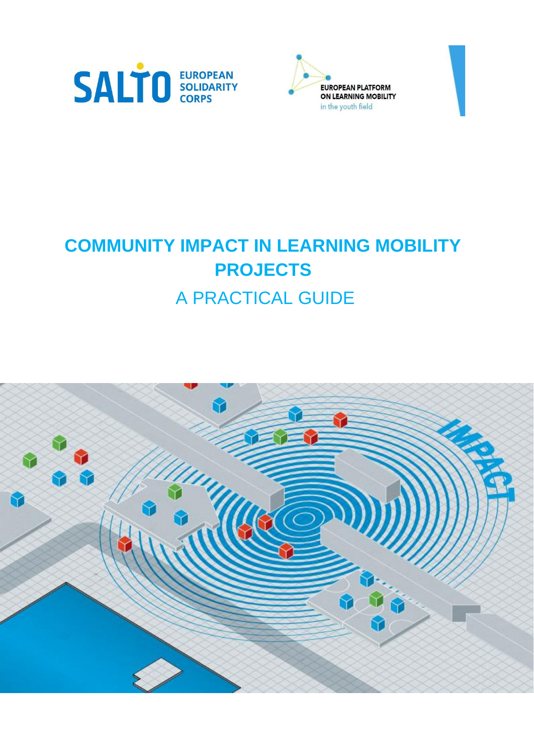SALTO EUROPEAN SOLIDARITY CORPS

EUROPEAN PLATFORM ON LEARNING MOBILITY in the youth field

# COMMUNITY IMPACT IN LEARNING MOBILITY PROJECTS

## A PRACTICAL GUIDE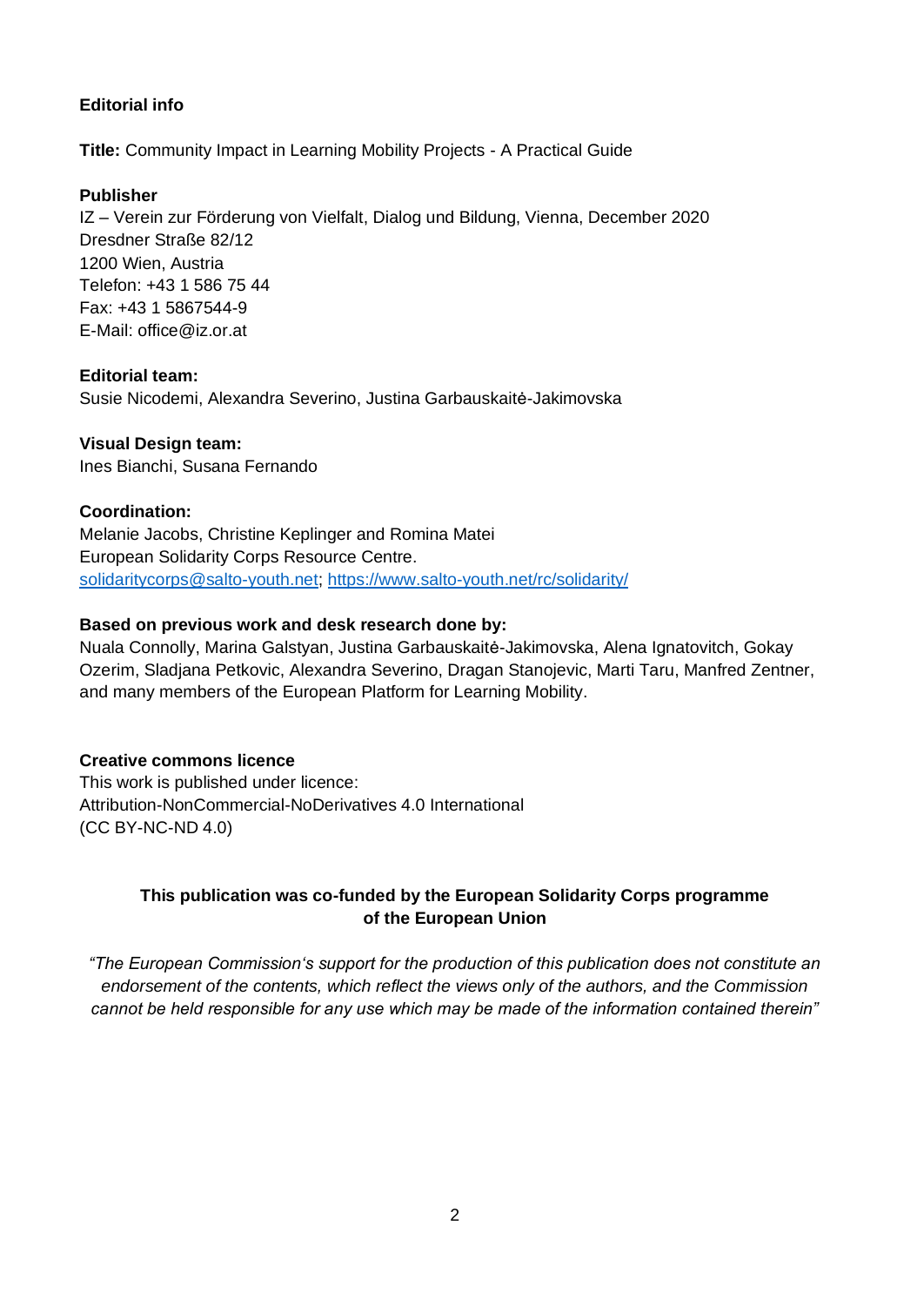**Editorial info**

**Title:** Community Impact in Learning Mobility Projects - A Practical Guide

**Publisher**
IZ – Verein zur Förderung von Vielfalt, Dialog und Bildung, Vienna, December 2020
Dresdner Straße 82/12
1200 Wien, Austria
Telefon: +43 1 586 75 44
Fax: +43 1 5867544-9
E-Mail: office@iz.or.at

**Editorial team:**
Susie Nicodemi, Alexandra Severino, Justina Garbauskaitė-Jakimovska

**Visual Design team:**
Ines Bianchi, Susana Fernando

**Coordination:**
Melanie Jacobs, Christine Keplinger and Romina Matei
European Solidarity Corps Resource Centre.
solidaritycorps@salto-youth.net; https://www.salto-youth.net/rc/solidarity/

**Based on previous work and desk research done by:**
Nuala Connolly, Marina Galstyan, Justina Garbauskaitė-Jakimovska, Alena Ignatovitch, Gokay Ozerim, Sladjana Petkovic, Alexandra Severino, Dragan Stanojevic, Marti Taru, Manfred Zentner, and many members of the European Platform for Learning Mobility.

**Creative commons licence**
This work is published under licence:
Attribution-NonCommercial-NoDerivatives 4.0 International
(CC BY-NC-ND 4.0)

**This publication was co-funded by the European Solidarity Corps programme of the European Union**

*"The European Commission's support for the production of this publication does not constitute an endorsement of the contents, which reflect the views only of the authors, and the Commission cannot be held responsible for any use which may be made of the information contained therein"*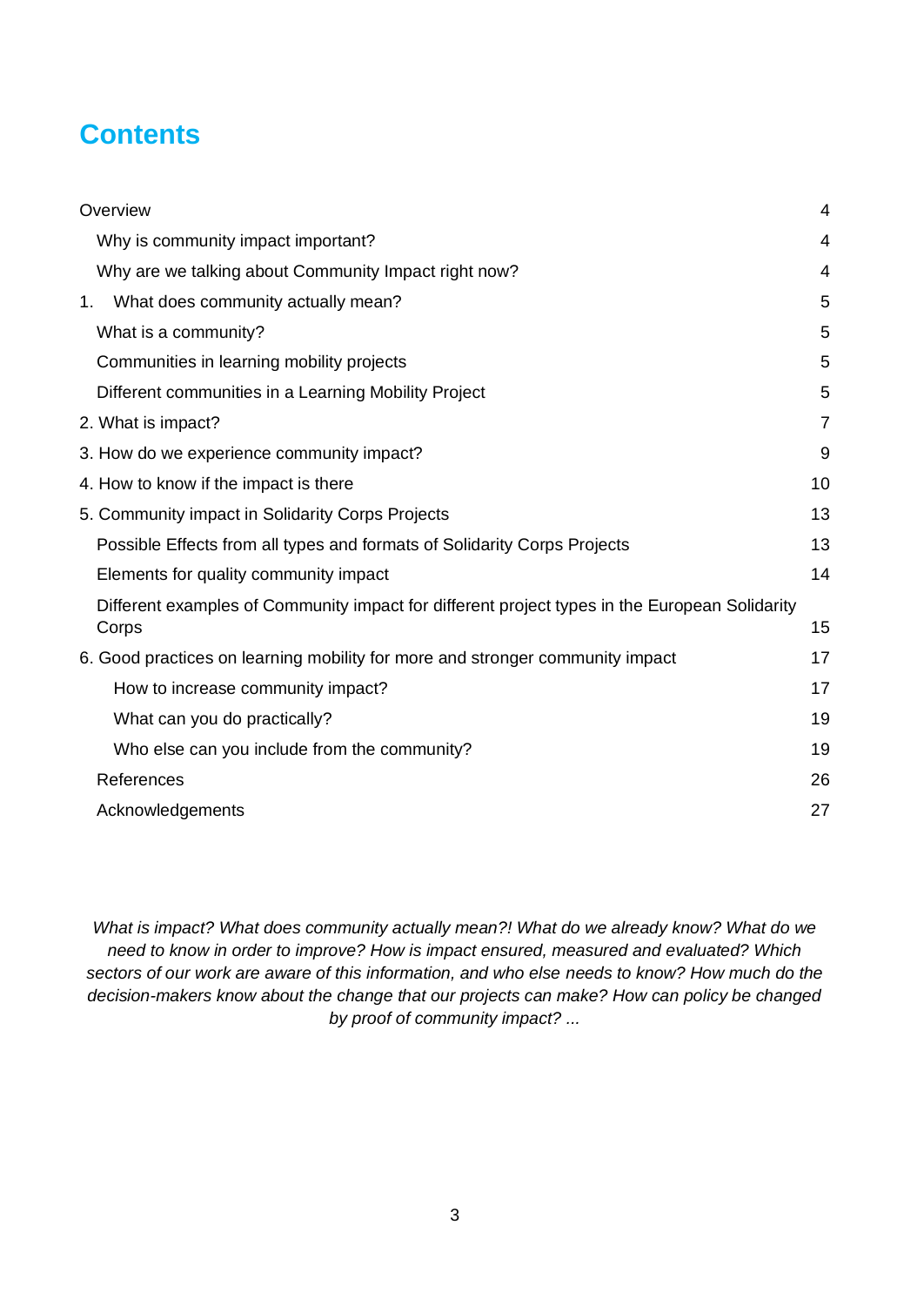# Contents

| | |
|---|---|
| Overview | 4 |
| Why is community impact important? | 4 |
| Why are we talking about Community Impact right now? | 4 |
| 1. What does community actually mean? | 5 |
| What is a community? | 5 |
| Communities in learning mobility projects | 5 |
| Different communities in a Learning Mobility Project | 5 |
| 2. What is impact? | 7 |
| 3. How do we experience community impact? | 9 |
| 4. How to know if the impact is there | 10 |
| 5. Community impact in Solidarity Corps Projects | 13 |
| Possible Effects from all types and formats of Solidarity Corps Projects | 13 |
| Elements for quality community impact | 14 |
| Different examples of Community impact for different project types in the European Solidarity Corps | 15 |
| 6. Good practices on learning mobility for more and stronger community impact | 17 |
| How to increase community impact? | 17 |
| What can you do practically? | 19 |
| Who else can you include from the community? | 19 |
| References | 26 |
| Acknowledgements | 27 |

*What is impact? What does community actually mean?! What do we already know? What do we need to know in order to improve? How is impact ensured, measured and evaluated? Which sectors of our work are aware of this information, and who else needs to know? How much do the decision-makers know about the change that our projects can make? How can policy be changed by proof of community impact? ...*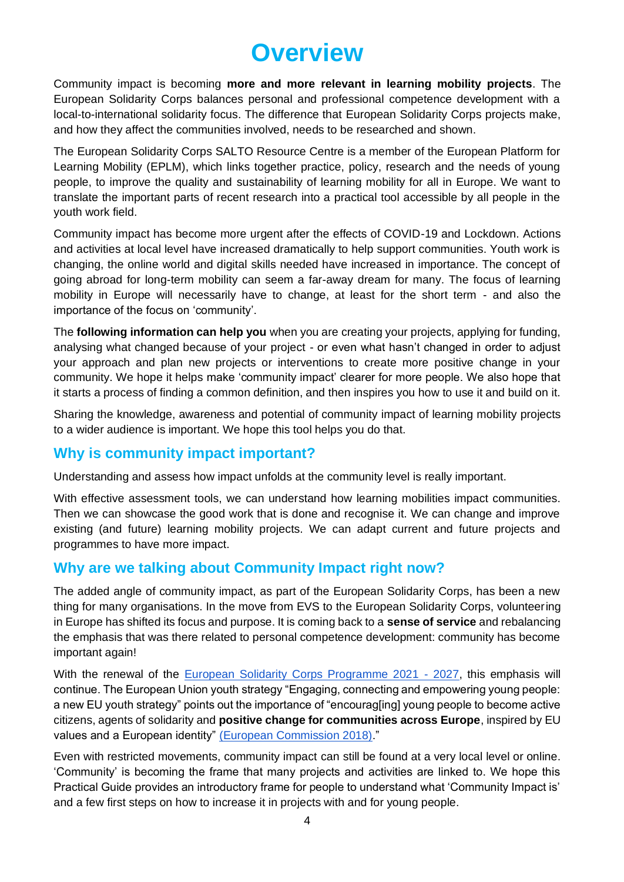# Overview

Community impact is becoming **more and more relevant in learning mobility projects**. The European Solidarity Corps balances personal and professional competence development with a local-to-international solidarity focus. The difference that European Solidarity Corps projects make, and how they affect the communities involved, needs to be researched and shown.

The European Solidarity Corps SALTO Resource Centre is a member of the European Platform for Learning Mobility (EPLM), which links together practice, policy, research and the needs of young people, to improve the quality and sustainability of learning mobility for all in Europe. We want to translate the important parts of recent research into a practical tool accessible by all people in the youth work field.

Community impact has become more urgent after the effects of COVID-19 and Lockdown. Actions and activities at local level have increased dramatically to help support communities. Youth work is changing, the online world and digital skills needed have increased in importance. The concept of going abroad for long-term mobility can seem a far-away dream for many. The focus of learning mobility in Europe will necessarily have to change, at least for the short term - and also the importance of the focus on 'community'.

The **following information can help you** when you are creating your projects, applying for funding, analysing what changed because of your project - or even what hasn't changed in order to adjust your approach and plan new projects or interventions to create more positive change in your community. We hope it helps make 'community impact' clearer for more people. We also hope that it starts a process of finding a common definition, and then inspires you how to use it and build on it.

Sharing the knowledge, awareness and potential of community impact of learning mobility projects to a wider audience is important. We hope this tool helps you do that.

## Why is community impact important?

Understanding and assess how impact unfolds at the community level is really important.

With effective assessment tools, we can understand how learning mobilities impact communities. Then we can showcase the good work that is done and recognise it. We can change and improve existing (and future) learning mobility projects. We can adapt current and future projects and programmes to have more impact.

## Why are we talking about Community Impact right now?

The added angle of community impact, as part of the European Solidarity Corps, has been a new thing for many organisations. In the move from EVS to the European Solidarity Corps, volunteering in Europe has shifted its focus and purpose. It is coming back to a **sense of service** and rebalancing the emphasis that was there related to personal competence development: community has become important again!

With the renewal of the European Solidarity Corps Programme 2021 - 2027, this emphasis will continue. The European Union youth strategy "Engaging, connecting and empowering young people: a new EU youth strategy" points out the importance of "encourag[ing] young people to become active citizens, agents of solidarity and **positive change for communities across Europe**, inspired by EU values and a European identity" (European Commission 2018)."

Even with restricted movements, community impact can still be found at a very local level or online. 'Community' is becoming the frame that many projects and activities are linked to. We hope this Practical Guide provides an introductory frame for people to understand what 'Community Impact is' and a few first steps on how to increase it in projects with and for young people.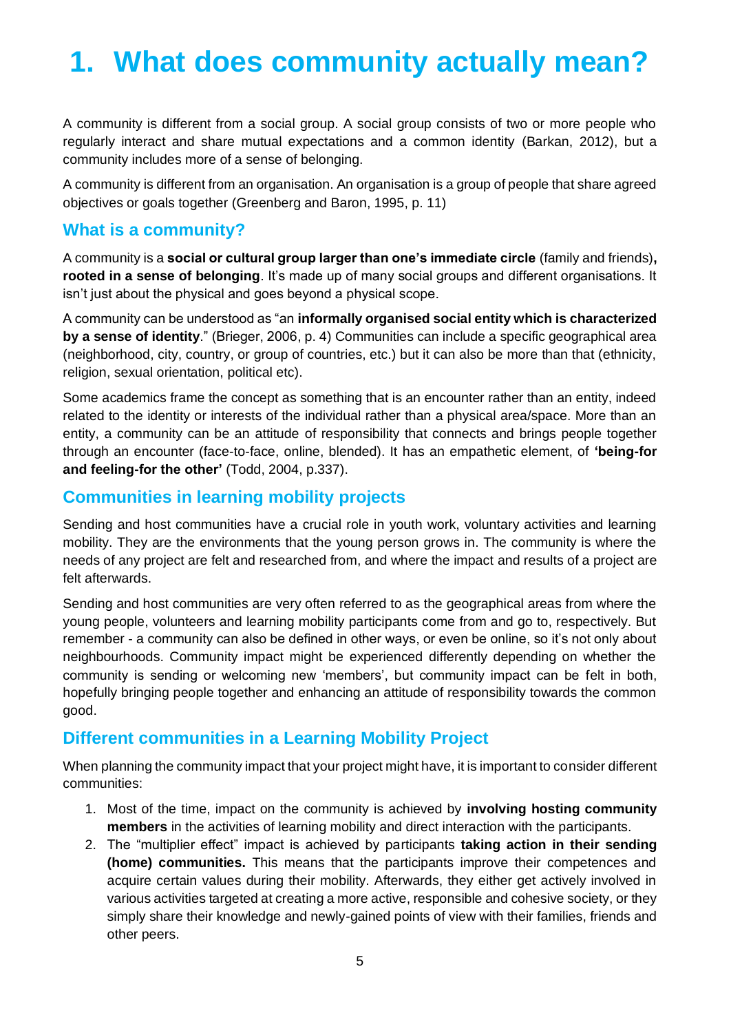# 1. What does community actually mean?

A community is different from a social group. A social group consists of two or more people who regularly interact and share mutual expectations and a common identity (Barkan, 2012), but a community includes more of a sense of belonging.

A community is different from an organisation. An organisation is a group of people that share agreed objectives or goals together (Greenberg and Baron, 1995, p. 11)

## What is a community?

A community is a **social or cultural group larger than one's immediate circle** (family and friends)**, rooted in a sense of belonging**. It's made up of many social groups and different organisations. It isn't just about the physical and goes beyond a physical scope.

A community can be understood as "an **informally organised social entity which is characterized by a sense of identity**." (Brieger, 2006, p. 4) Communities can include a specific geographical area (neighborhood, city, country, or group of countries, etc.) but it can also be more than that (ethnicity, religion, sexual orientation, political etc).

Some academics frame the concept as something that is an encounter rather than an entity, indeed related to the identity or interests of the individual rather than a physical area/space. More than an entity, a community can be an attitude of responsibility that connects and brings people together through an encounter (face-to-face, online, blended). It has an empathetic element, of **'being-for and feeling-for the other'** (Todd, 2004, p.337).

## Communities in learning mobility projects

Sending and host communities have a crucial role in youth work, voluntary activities and learning mobility. They are the environments that the young person grows in. The community is where the needs of any project are felt and researched from, and where the impact and results of a project are felt afterwards.

Sending and host communities are very often referred to as the geographical areas from where the young people, volunteers and learning mobility participants come from and go to, respectively. But remember - a community can also be defined in other ways, or even be online, so it's not only about neighbourhoods. Community impact might be experienced differently depending on whether the community is sending or welcoming new 'members', but community impact can be felt in both, hopefully bringing people together and enhancing an attitude of responsibility towards the common good.

## Different communities in a Learning Mobility Project

When planning the community impact that your project might have, it is important to consider different communities:

1. Most of the time, impact on the community is achieved by **involving hosting community members** in the activities of learning mobility and direct interaction with the participants.
2. The "multiplier effect" impact is achieved by participants **taking action in their sending (home) communities.** This means that the participants improve their competences and acquire certain values during their mobility. Afterwards, they either get actively involved in various activities targeted at creating a more active, responsible and cohesive society, or they simply share their knowledge and newly-gained points of view with their families, friends and other peers.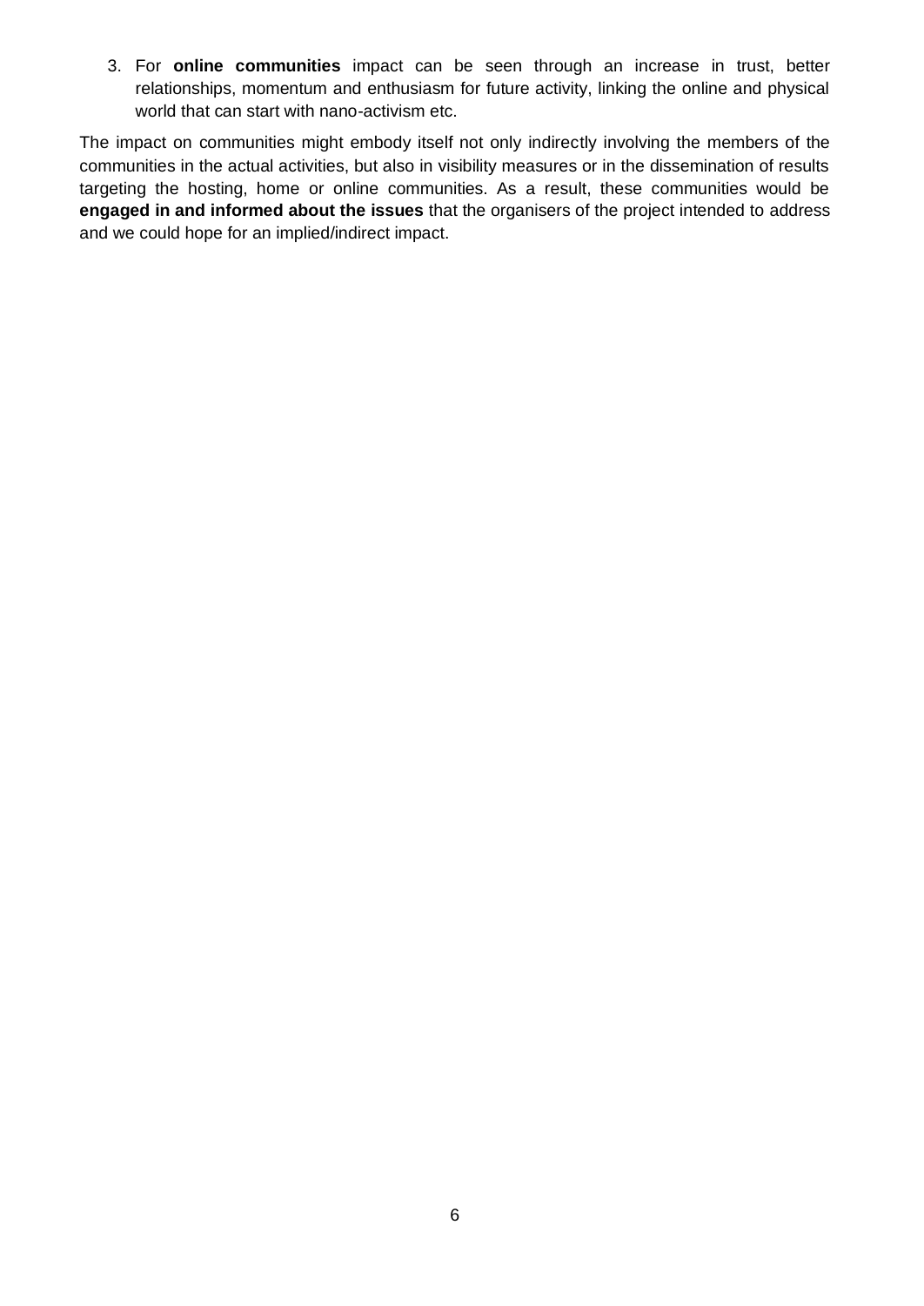3. For **online communities** impact can be seen through an increase in trust, better relationships, momentum and enthusiasm for future activity, linking the online and physical world that can start with nano-activism etc.

The impact on communities might embody itself not only indirectly involving the members of the communities in the actual activities, but also in visibility measures or in the dissemination of results targeting the hosting, home or online communities. As a result, these communities would be **engaged in and informed about the issues** that the organisers of the project intended to address and we could hope for an implied/indirect impact.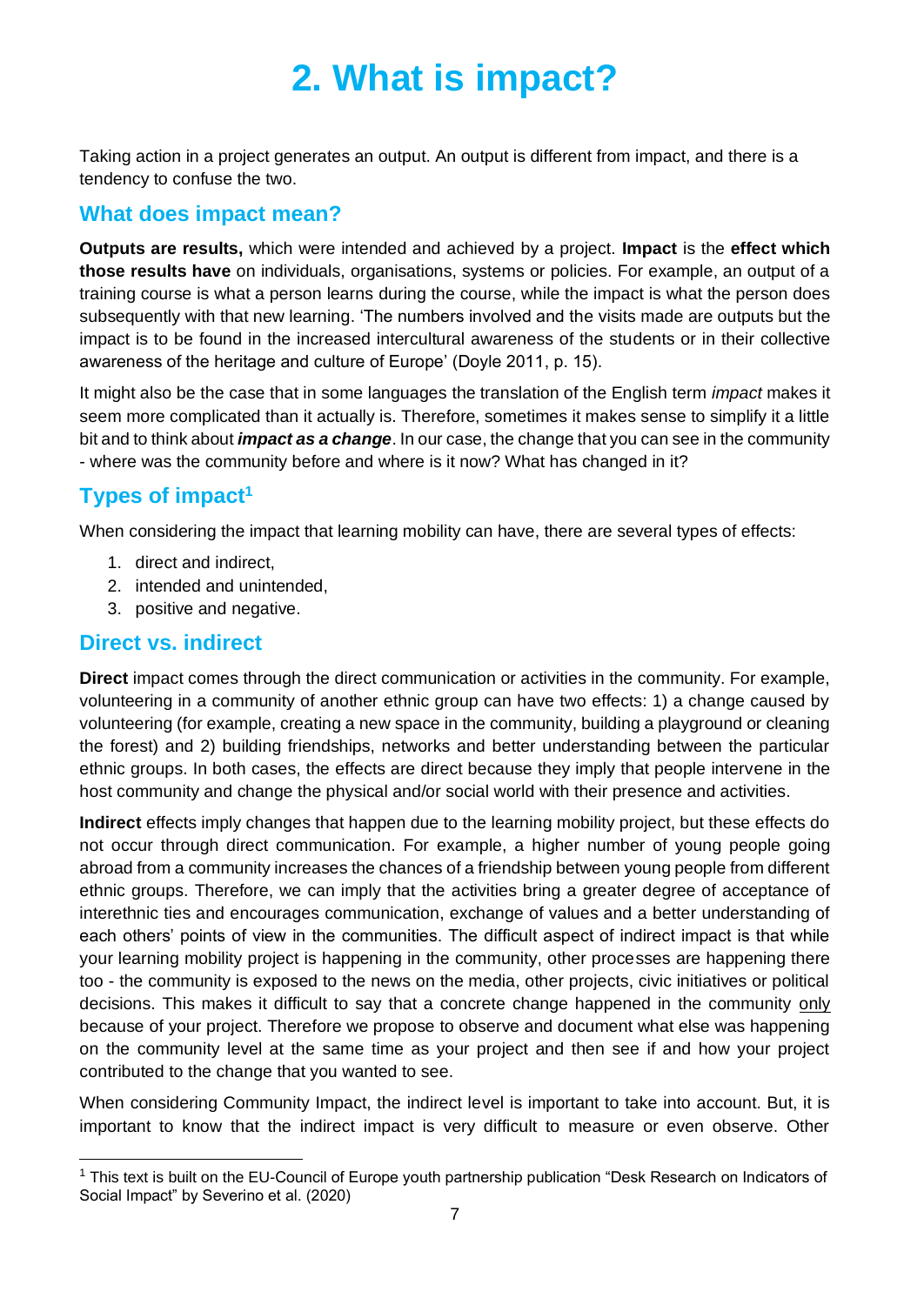# 2. What is impact?

Taking action in a project generates an output. An output is different from impact, and there is a tendency to confuse the two.

## What does impact mean?

**Outputs are results,** which were intended and achieved by a project. **Impact** is the **effect which those results have** on individuals, organisations, systems or policies. For example, an output of a training course is what a person learns during the course, while the impact is what the person does subsequently with that new learning. 'The numbers involved and the visits made are outputs but the impact is to be found in the increased intercultural awareness of the students or in their collective awareness of the heritage and culture of Europe' (Doyle 2011, p. 15).

It might also be the case that in some languages the translation of the English term *impact* makes it seem more complicated than it actually is. Therefore, sometimes it makes sense to simplify it a little bit and to think about ***impact as a change***. In our case, the change that you can see in the community - where was the community before and where is it now? What has changed in it?

## Types of impact[1]

When considering the impact that learning mobility can have, there are several types of effects:

1. direct and indirect,
2. intended and unintended,
3. positive and negative.

## Direct vs. indirect

**Direct** impact comes through the direct communication or activities in the community. For example, volunteering in a community of another ethnic group can have two effects: 1) a change caused by volunteering (for example, creating a new space in the community, building a playground or cleaning the forest) and 2) building friendships, networks and better understanding between the particular ethnic groups. In both cases, the effects are direct because they imply that people intervene in the host community and change the physical and/or social world with their presence and activities.

**Indirect** effects imply changes that happen due to the learning mobility project, but these effects do not occur through direct communication. For example, a higher number of young people going abroad from a community increases the chances of a friendship between young people from different ethnic groups. Therefore, we can imply that the activities bring a greater degree of acceptance of interethnic ties and encourages communication, exchange of values and a better understanding of each others' points of view in the communities. The difficult aspect of indirect impact is that while your learning mobility project is happening in the community, other processes are happening there too - the community is exposed to the news on the media, other projects, civic initiatives or political decisions. This makes it difficult to say that a concrete change happened in the community <u>only</u> because of your project. Therefore we propose to observe and document what else was happening on the community level at the same time as your project and then see if and how your project contributed to the change that you wanted to see.

When considering Community Impact, the indirect level is important to take into account. But, it is important to know that the indirect impact is very difficult to measure or even observe. Other

[1] This text is built on the EU-Council of Europe youth partnership publication "Desk Research on Indicators of Social Impact" by Severino et al. (2020)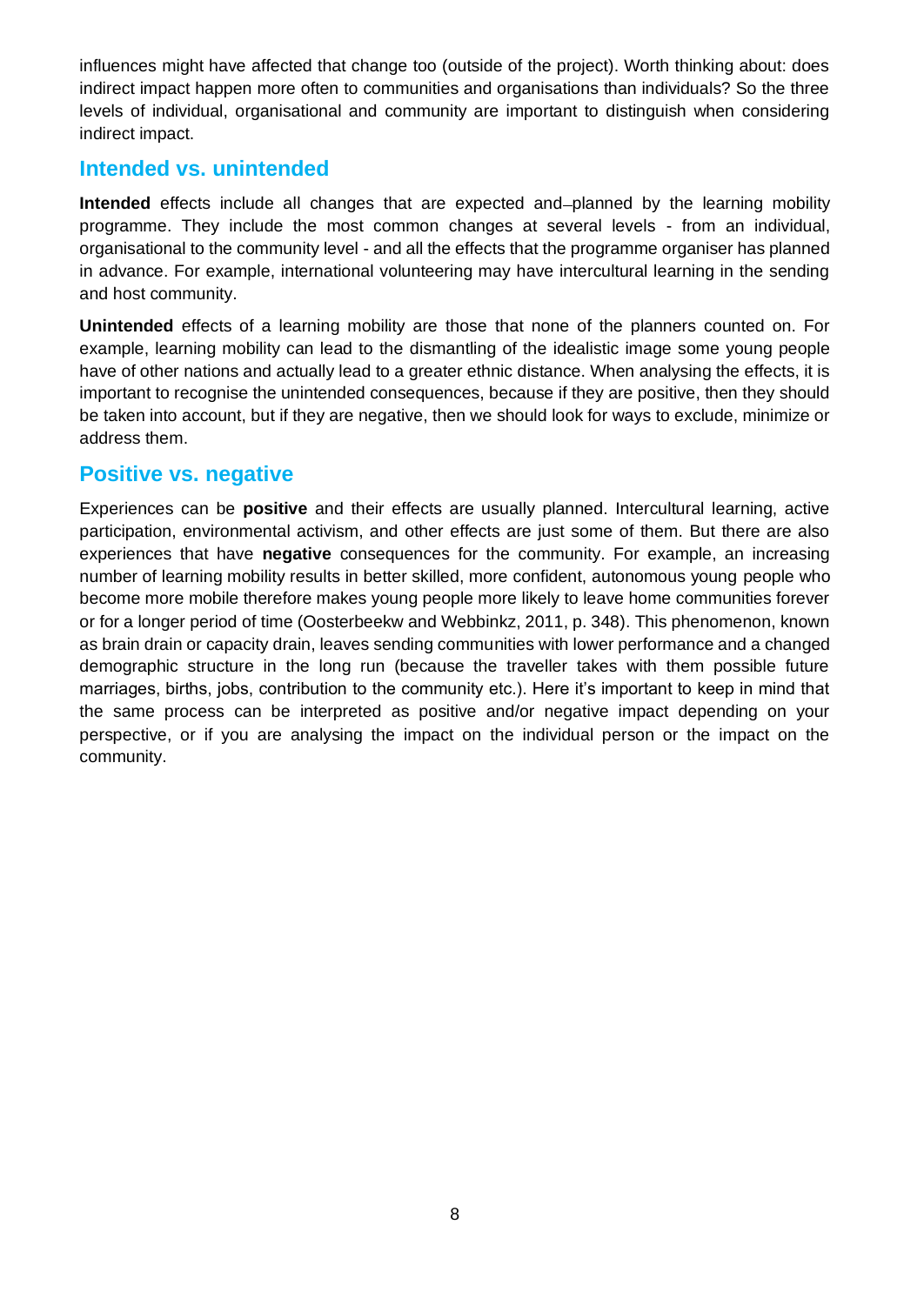influences might have affected that change too (outside of the project). Worth thinking about: does indirect impact happen more often to communities and organisations than individuals? So the three levels of individual, organisational and community are important to distinguish when considering indirect impact.

## Intended vs. unintended

**Intended** effects include all changes that are expected and–planned by the learning mobility programme. They include the most common changes at several levels - from an individual, organisational to the community level - and all the effects that the programme organiser has planned in advance. For example, international volunteering may have intercultural learning in the sending and host community.

**Unintended** effects of a learning mobility are those that none of the planners counted on. For example, learning mobility can lead to the dismantling of the idealistic image some young people have of other nations and actually lead to a greater ethnic distance. When analysing the effects, it is important to recognise the unintended consequences, because if they are positive, then they should be taken into account, but if they are negative, then we should look for ways to exclude, minimize or address them.

## Positive vs. negative

Experiences can be **positive** and their effects are usually planned. Intercultural learning, active participation, environmental activism, and other effects are just some of them. But there are also experiences that have **negative** consequences for the community. For example, an increasing number of learning mobility results in better skilled, more confident, autonomous young people who become more mobile therefore makes young people more likely to leave home communities forever or for a longer period of time (Oosterbeekw and Webbinkz, 2011, p. 348). This phenomenon, known as brain drain or capacity drain, leaves sending communities with lower performance and a changed demographic structure in the long run (because the traveller takes with them possible future marriages, births, jobs, contribution to the community etc.). Here it's important to keep in mind that the same process can be interpreted as positive and/or negative impact depending on your perspective, or if you are analysing the impact on the individual person or the impact on the community.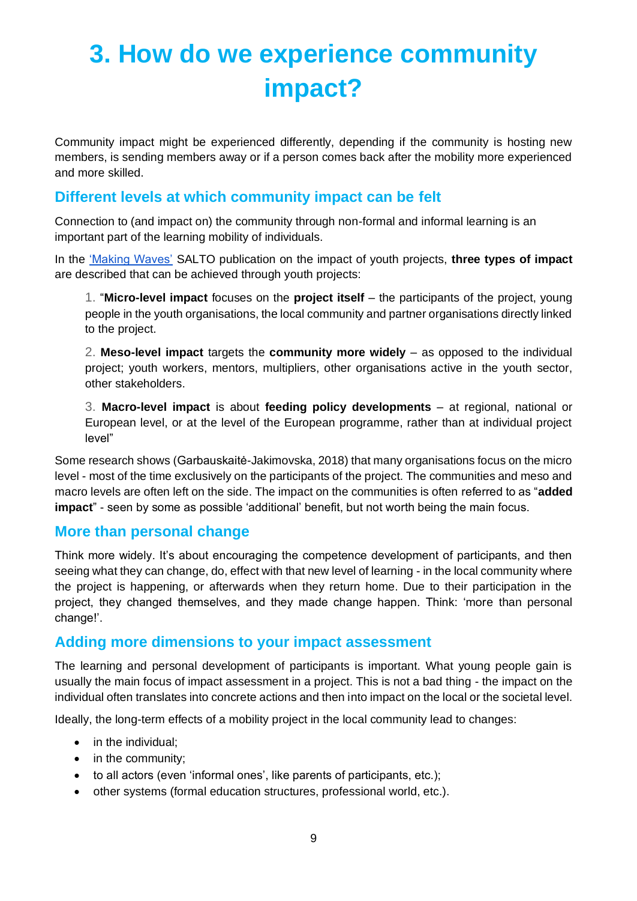# 3. How do we experience community impact?

Community impact might be experienced differently, depending if the community is hosting new members, is sending members away or if a person comes back after the mobility more experienced and more skilled.

## Different levels at which community impact can be felt

Connection to (and impact on) the community through non-formal and informal learning is an important part of the learning mobility of individuals.

In the 'Making Waves' SALTO publication on the impact of youth projects, **three types of impact** are described that can be achieved through youth projects:

> 1. "**Micro-level impact** focuses on the **project itself** – the participants of the project, young people in the youth organisations, the local community and partner organisations directly linked to the project.
>
> 2. **Meso-level impact** targets the **community more widely** – as opposed to the individual project; youth workers, mentors, multipliers, other organisations active in the youth sector, other stakeholders.
>
> 3. **Macro-level impact** is about **feeding policy developments** – at regional, national or European level, or at the level of the European programme, rather than at individual project level"

Some research shows (Garbauskaitė-Jakimovska, 2018) that many organisations focus on the micro level - most of the time exclusively on the participants of the project. The communities and meso and macro levels are often left on the side. The impact on the communities is often referred to as "**added impact**" - seen by some as possible 'additional' benefit, but not worth being the main focus.

## More than personal change

Think more widely. It's about encouraging the competence development of participants, and then seeing what they can change, do, effect with that new level of learning - in the local community where the project is happening, or afterwards when they return home. Due to their participation in the project, they changed themselves, and they made change happen. Think: 'more than personal change!'.

## Adding more dimensions to your impact assessment

The learning and personal development of participants is important. What young people gain is usually the main focus of impact assessment in a project. This is not a bad thing - the impact on the individual often translates into concrete actions and then into impact on the local or the societal level.

Ideally, the long-term effects of a mobility project in the local community lead to changes:

- in the individual;
- in the community;
- to all actors (even 'informal ones', like parents of participants, etc.);
- other systems (formal education structures, professional world, etc.).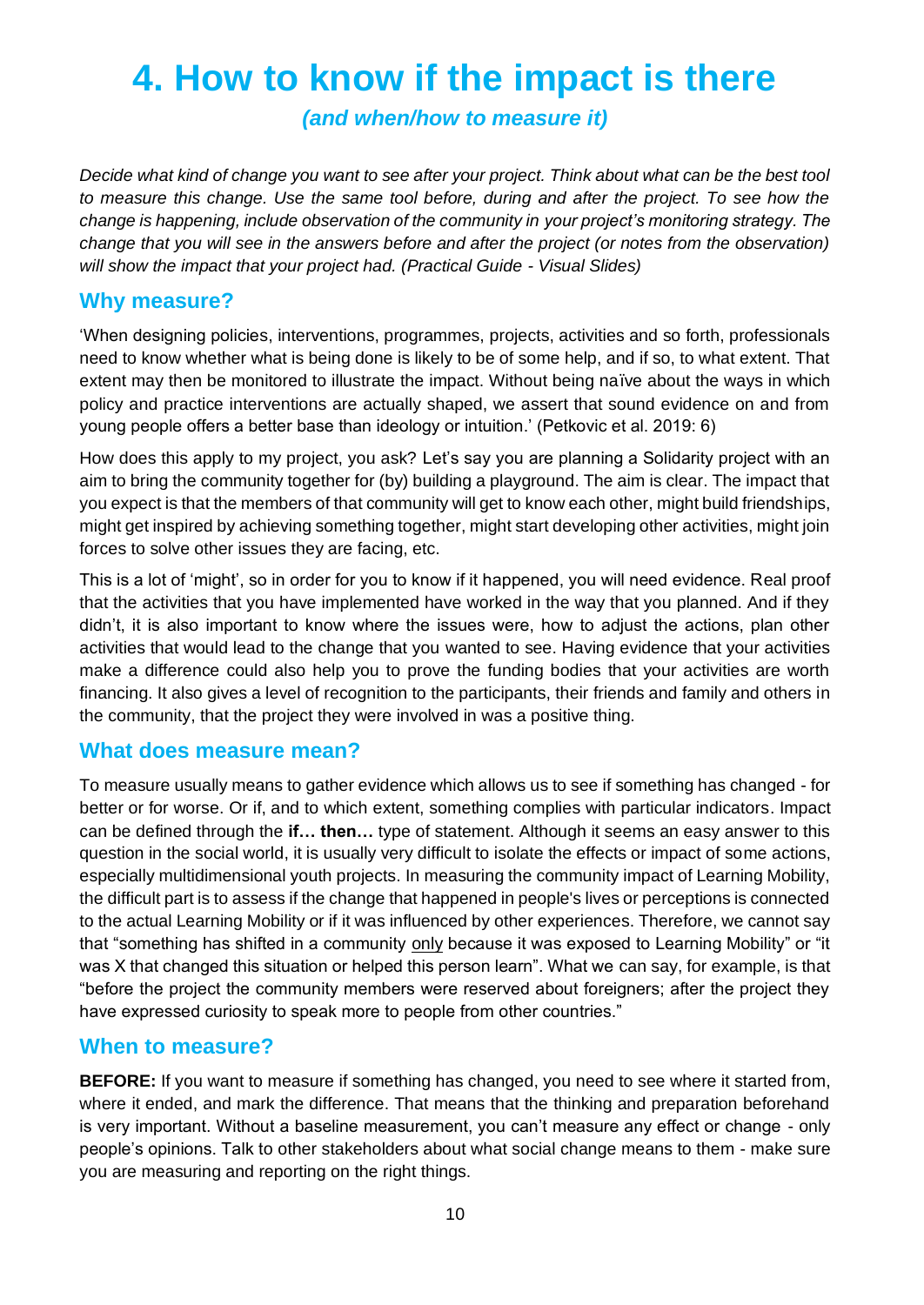# 4. How to know if the impact is there

***(and when/how to measure it)***

*Decide what kind of change you want to see after your project. Think about what can be the best tool to measure this change. Use the same tool before, during and after the project. To see how the change is happening, include observation of the community in your project's monitoring strategy. The change that you will see in the answers before and after the project (or notes from the observation) will show the impact that your project had. (Practical Guide - Visual Slides)*

## Why measure?

'When designing policies, interventions, programmes, projects, activities and so forth, professionals need to know whether what is being done is likely to be of some help, and if so, to what extent. That extent may then be monitored to illustrate the impact. Without being naïve about the ways in which policy and practice interventions are actually shaped, we assert that sound evidence on and from young people offers a better base than ideology or intuition.' (Petkovic et al. 2019: 6)

How does this apply to my project, you ask? Let's say you are planning a Solidarity project with an aim to bring the community together for (by) building a playground. The aim is clear. The impact that you expect is that the members of that community will get to know each other, might build friendships, might get inspired by achieving something together, might start developing other activities, might join forces to solve other issues they are facing, etc.

This is a lot of 'might', so in order for you to know if it happened, you will need evidence. Real proof that the activities that you have implemented have worked in the way that you planned. And if they didn't, it is also important to know where the issues were, how to adjust the actions, plan other activities that would lead to the change that you wanted to see. Having evidence that your activities make a difference could also help you to prove the funding bodies that your activities are worth financing. It also gives a level of recognition to the participants, their friends and family and others in the community, that the project they were involved in was a positive thing.

## What does measure mean?

To measure usually means to gather evidence which allows us to see if something has changed - for better or for worse. Or if, and to which extent, something complies with particular indicators. Impact can be defined through the **if… then…** type of statement. Although it seems an easy answer to this question in the social world, it is usually very difficult to isolate the effects or impact of some actions, especially multidimensional youth projects. In measuring the community impact of Learning Mobility, the difficult part is to assess if the change that happened in people's lives or perceptions is connected to the actual Learning Mobility or if it was influenced by other experiences. Therefore, we cannot say that "something has shifted in a community only because it was exposed to Learning Mobility" or "it was X that changed this situation or helped this person learn". What we can say, for example, is that "before the project the community members were reserved about foreigners; after the project they have expressed curiosity to speak more to people from other countries."

## When to measure?

**BEFORE:** If you want to measure if something has changed, you need to see where it started from, where it ended, and mark the difference. That means that the thinking and preparation beforehand is very important. Without a baseline measurement, you can't measure any effect or change - only people's opinions. Talk to other stakeholders about what social change means to them - make sure you are measuring and reporting on the right things.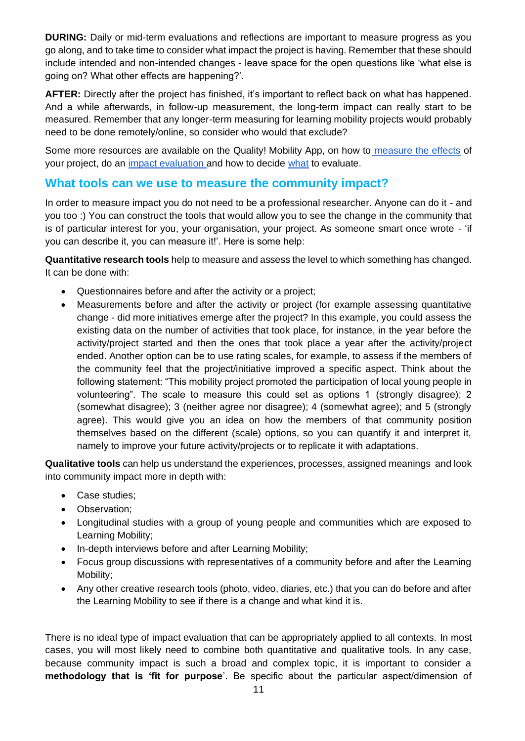**DURING:** Daily or mid-term evaluations and reflections are important to measure progress as you go along, and to take time to consider what impact the project is having. Remember that these should include intended and non-intended changes - leave space for the open questions like 'what else is going on? What other effects are happening?'.

**AFTER:** Directly after the project has finished, it's important to reflect back on what has happened. And a while afterwards, in follow-up measurement, the long-term impact can really start to be measured. Remember that any longer-term measuring for learning mobility projects would probably need to be done remotely/online, so consider who would that exclude?

Some more resources are available on the Quality! Mobility App, on how to measure the effects of your project, do an impact evaluation and how to decide what to evaluate.

## What tools can we use to measure the community impact?

In order to measure impact you do not need to be a professional researcher. Anyone can do it - and you too :) You can construct the tools that would allow you to see the change in the community that is of particular interest for you, your organisation, your project. As someone smart once wrote - 'if you can describe it, you can measure it!'. Here is some help:

**Quantitative research tools** help to measure and assess the level to which something has changed. It can be done with:

- Questionnaires before and after the activity or a project;
- Measurements before and after the activity or project (for example assessing quantitative change - did more initiatives emerge after the project? In this example, you could assess the existing data on the number of activities that took place, for instance, in the year before the activity/project started and then the ones that took place a year after the activity/project ended. Another option can be to use rating scales, for example, to assess if the members of the community feel that the project/initiative improved a specific aspect. Think about the following statement: "This mobility project promoted the participation of local young people in volunteering". The scale to measure this could set as options 1 (strongly disagree); 2 (somewhat disagree); 3 (neither agree nor disagree); 4 (somewhat agree); and 5 (strongly agree). This would give you an idea on how the members of that community position themselves based on the different (scale) options, so you can quantify it and interpret it, namely to improve your future activity/projects or to replicate it with adaptations.

**Qualitative tools** can help us understand the experiences, processes, assigned meanings and look into community impact more in depth with:

- Case studies;
- Observation;
- Longitudinal studies with a group of young people and communities which are exposed to Learning Mobility;
- In-depth interviews before and after Learning Mobility;
- Focus group discussions with representatives of a community before and after the Learning Mobility;
- Any other creative research tools (photo, video, diaries, etc.) that you can do before and after the Learning Mobility to see if there is a change and what kind it is.

There is no ideal type of impact evaluation that can be appropriately applied to all contexts. In most cases, you will most likely need to combine both quantitative and qualitative tools. In any case, because community impact is such a broad and complex topic, it is important to consider a **methodology that is 'fit for purpose**'. Be specific about the particular aspect/dimension of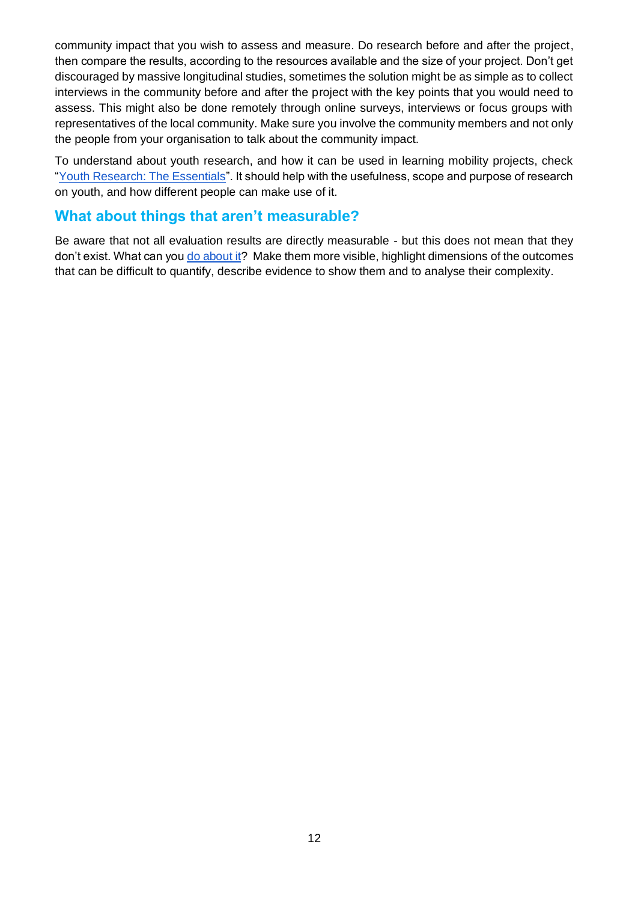community impact that you wish to assess and measure. Do research before and after the project, then compare the results, according to the resources available and the size of your project. Don't get discouraged by massive longitudinal studies, sometimes the solution might be as simple as to collect interviews in the community before and after the project with the key points that you would need to assess. This might also be done remotely through online surveys, interviews or focus groups with representatives of the local community. Make sure you involve the community members and not only the people from your organisation to talk about the community impact.

To understand about youth research, and how it can be used in learning mobility projects, check "Youth Research: The Essentials". It should help with the usefulness, scope and purpose of research on youth, and how different people can make use of it.

## What about things that aren't measurable?

Be aware that not all evaluation results are directly measurable - but this does not mean that they don't exist. What can you do about it? Make them more visible, highlight dimensions of the outcomes that can be difficult to quantify, describe evidence to show them and to analyse their complexity.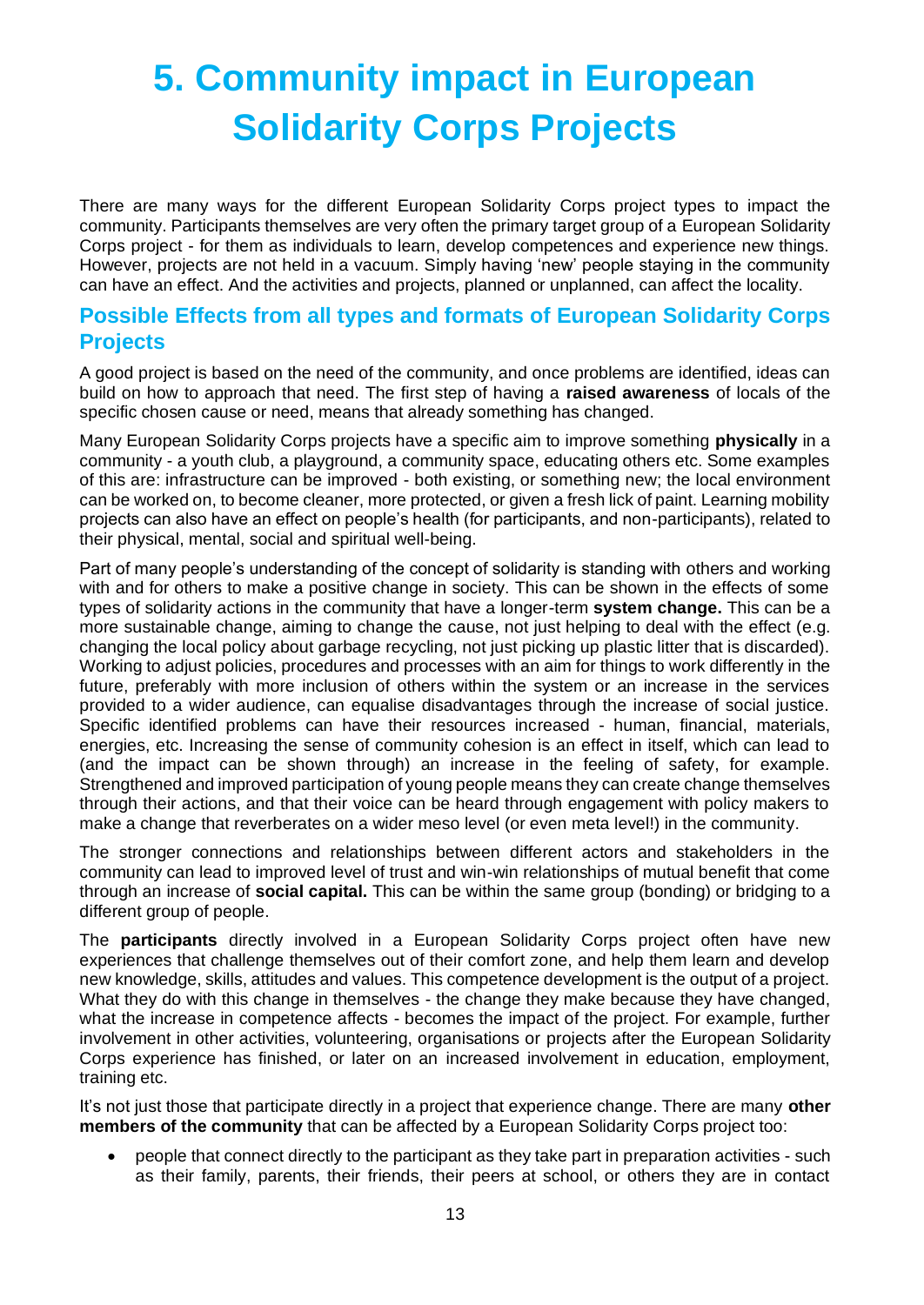# 5. Community impact in European Solidarity Corps Projects

There are many ways for the different European Solidarity Corps project types to impact the community. Participants themselves are very often the primary target group of a European Solidarity Corps project - for them as individuals to learn, develop competences and experience new things. However, projects are not held in a vacuum. Simply having 'new' people staying in the community can have an effect. And the activities and projects, planned or unplanned, can affect the locality.

## Possible Effects from all types and formats of European Solidarity Corps Projects

A good project is based on the need of the community, and once problems are identified, ideas can build on how to approach that need. The first step of having a **raised awareness** of locals of the specific chosen cause or need, means that already something has changed.

Many European Solidarity Corps projects have a specific aim to improve something **physically** in a community - a youth club, a playground, a community space, educating others etc. Some examples of this are: infrastructure can be improved - both existing, or something new; the local environment can be worked on, to become cleaner, more protected, or given a fresh lick of paint. Learning mobility projects can also have an effect on people's health (for participants, and non-participants), related to their physical, mental, social and spiritual well-being.

Part of many people's understanding of the concept of solidarity is standing with others and working with and for others to make a positive change in society. This can be shown in the effects of some types of solidarity actions in the community that have a longer-term **system change.** This can be a more sustainable change, aiming to change the cause, not just helping to deal with the effect (e.g. changing the local policy about garbage recycling, not just picking up plastic litter that is discarded). Working to adjust policies, procedures and processes with an aim for things to work differently in the future, preferably with more inclusion of others within the system or an increase in the services provided to a wider audience, can equalise disadvantages through the increase of social justice. Specific identified problems can have their resources increased - human, financial, materials, energies, etc. Increasing the sense of community cohesion is an effect in itself, which can lead to (and the impact can be shown through) an increase in the feeling of safety, for example. Strengthened and improved participation of young people means they can create change themselves through their actions, and that their voice can be heard through engagement with policy makers to make a change that reverberates on a wider meso level (or even meta level!) in the community.

The stronger connections and relationships between different actors and stakeholders in the community can lead to improved level of trust and win-win relationships of mutual benefit that come through an increase of **social capital.** This can be within the same group (bonding) or bridging to a different group of people.

The **participants** directly involved in a European Solidarity Corps project often have new experiences that challenge themselves out of their comfort zone, and help them learn and develop new knowledge, skills, attitudes and values. This competence development is the output of a project. What they do with this change in themselves - the change they make because they have changed, what the increase in competence affects - becomes the impact of the project. For example, further involvement in other activities, volunteering, organisations or projects after the European Solidarity Corps experience has finished, or later on an increased involvement in education, employment, training etc.

It's not just those that participate directly in a project that experience change. There are many **other members of the community** that can be affected by a European Solidarity Corps project too:

- people that connect directly to the participant as they take part in preparation activities - such as their family, parents, their friends, their peers at school, or others they are in contact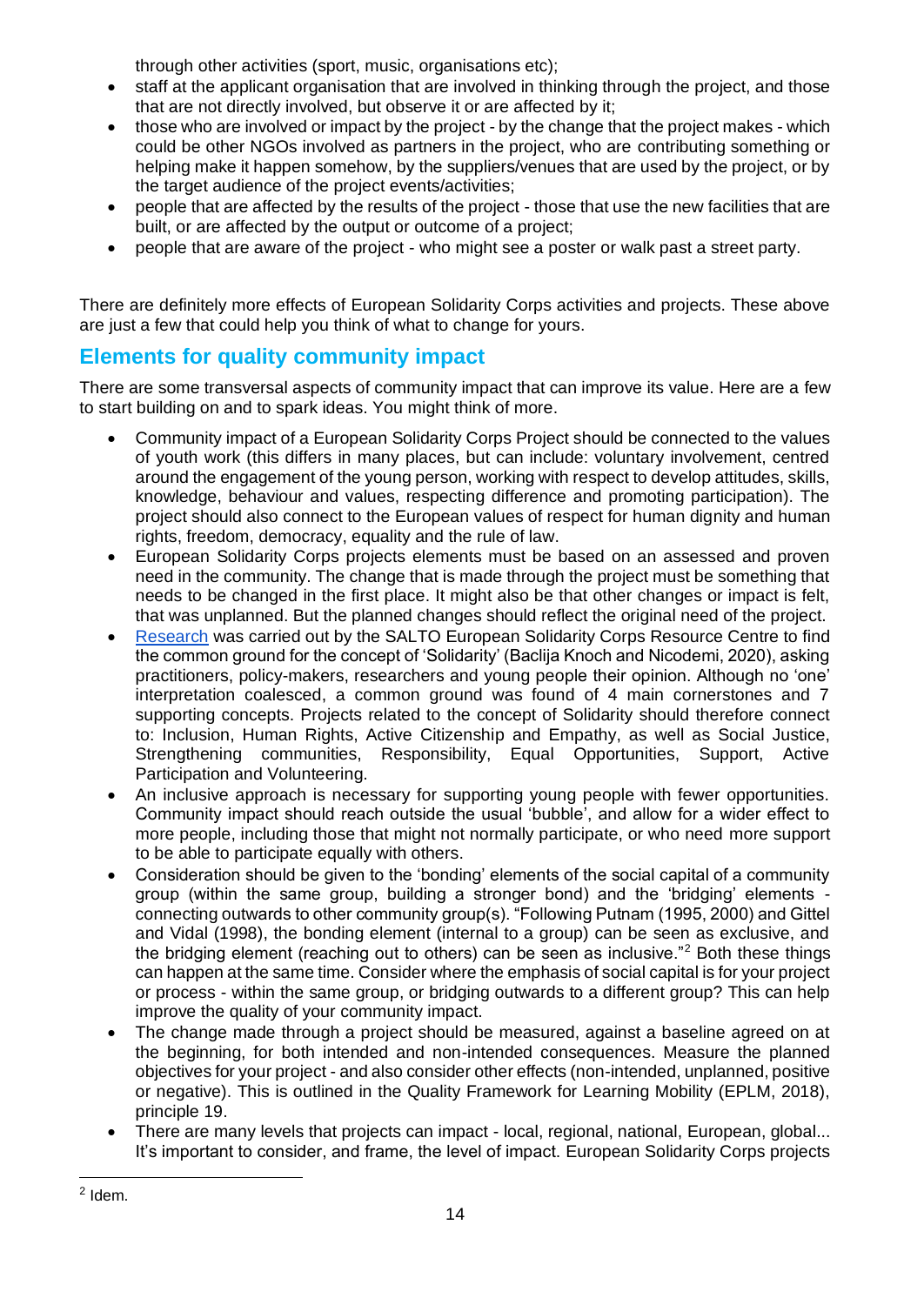through other activities (sport, music, organisations etc);

- staff at the applicant organisation that are involved in thinking through the project, and those that are not directly involved, but observe it or are affected by it;
- those who are involved or impact by the project - by the change that the project makes - which could be other NGOs involved as partners in the project, who are contributing something or helping make it happen somehow, by the suppliers/venues that are used by the project, or by the target audience of the project events/activities;
- people that are affected by the results of the project - those that use the new facilities that are built, or are affected by the output or outcome of a project;
- people that are aware of the project - who might see a poster or walk past a street party.

There are definitely more effects of European Solidarity Corps activities and projects. These above are just a few that could help you think of what to change for yours.

## Elements for quality community impact

There are some transversal aspects of community impact that can improve its value. Here are a few to start building on and to spark ideas. You might think of more.

- Community impact of a European Solidarity Corps Project should be connected to the values of youth work (this differs in many places, but can include: voluntary involvement, centred around the engagement of the young person, working with respect to develop attitudes, skills, knowledge, behaviour and values, respecting difference and promoting participation). The project should also connect to the European values of respect for human dignity and human rights, freedom, democracy, equality and the rule of law.
- European Solidarity Corps projects elements must be based on an assessed and proven need in the community. The change that is made through the project must be something that needs to be changed in the first place. It might also be that other changes or impact is felt, that was unplanned. But the planned changes should reflect the original need of the project.
- Research was carried out by the SALTO European Solidarity Corps Resource Centre to find the common ground for the concept of 'Solidarity' (Baclija Knoch and Nicodemi, 2020), asking practitioners, policy-makers, researchers and young people their opinion. Although no 'one' interpretation coalesced, a common ground was found of 4 main cornerstones and 7 supporting concepts. Projects related to the concept of Solidarity should therefore connect to: Inclusion, Human Rights, Active Citizenship and Empathy, as well as Social Justice, Strengthening communities, Responsibility, Equal Opportunities, Support, Active Participation and Volunteering.
- An inclusive approach is necessary for supporting young people with fewer opportunities. Community impact should reach outside the usual 'bubble', and allow for a wider effect to more people, including those that might not normally participate, or who need more support to be able to participate equally with others.
- Consideration should be given to the 'bonding' elements of the social capital of a community group (within the same group, building a stronger bond) and the 'bridging' elements - connecting outwards to other community group(s). "Following Putnam (1995, 2000) and Gittel and Vidal (1998), the bonding element (internal to a group) can be seen as exclusive, and the bridging element (reaching out to others) can be seen as inclusive."[2] Both these things can happen at the same time. Consider where the emphasis of social capital is for your project or process - within the same group, or bridging outwards to a different group? This can help improve the quality of your community impact.
- The change made through a project should be measured, against a baseline agreed on at the beginning, for both intended and non-intended consequences. Measure the planned objectives for your project - and also consider other effects (non-intended, unplanned, positive or negative). This is outlined in the Quality Framework for Learning Mobility (EPLM, 2018), principle 19.
- There are many levels that projects can impact - local, regional, national, European, global... It's important to consider, and frame, the level of impact. European Solidarity Corps projects

[2] Idem.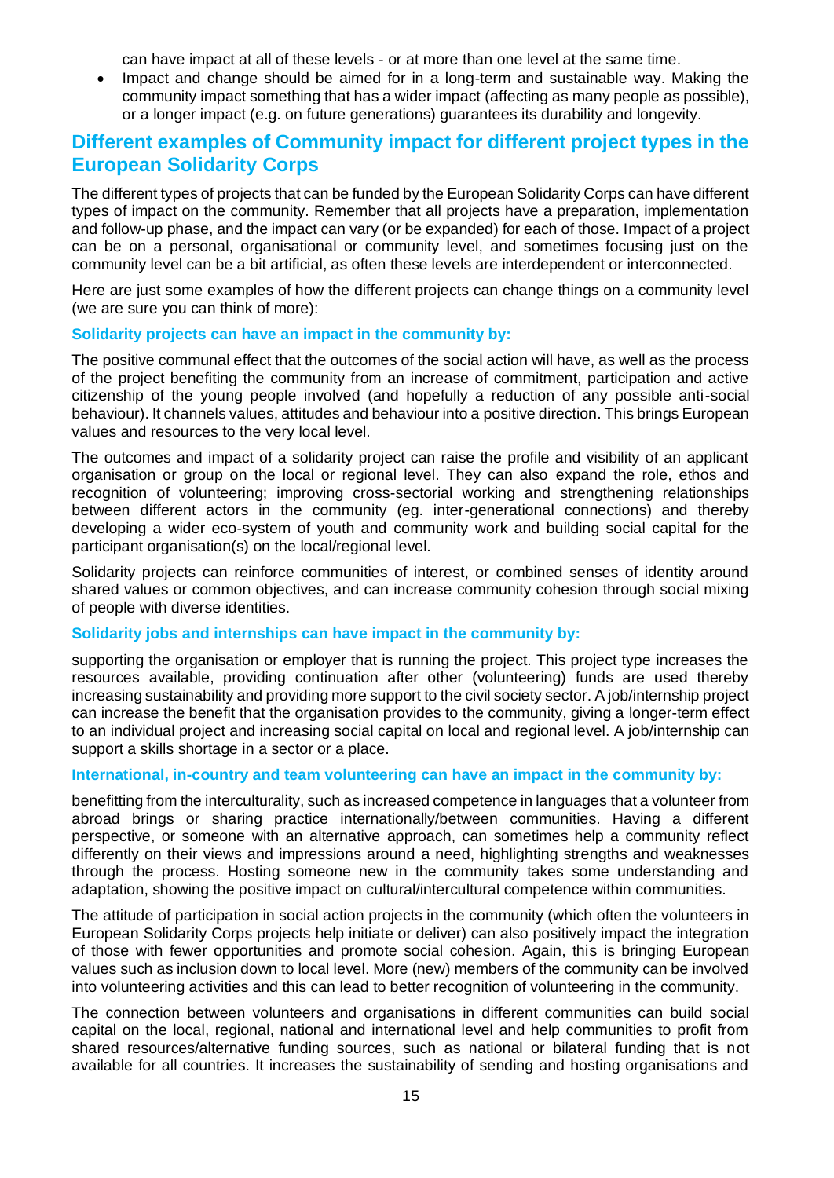can have impact at all of these levels - or at more than one level at the same time.

- Impact and change should be aimed for in a long-term and sustainable way. Making the community impact something that has a wider impact (affecting as many people as possible), or a longer impact (e.g. on future generations) guarantees its durability and longevity.

## Different examples of Community impact for different project types in the European Solidarity Corps

The different types of projects that can be funded by the European Solidarity Corps can have different types of impact on the community. Remember that all projects have a preparation, implementation and follow-up phase, and the impact can vary (or be expanded) for each of those. Impact of a project can be on a personal, organisational or community level, and sometimes focusing just on the community level can be a bit artificial, as often these levels are interdependent or interconnected.

Here are just some examples of how the different projects can change things on a community level (we are sure you can think of more):

### Solidarity projects can have an impact in the community by:

The positive communal effect that the outcomes of the social action will have, as well as the process of the project benefiting the community from an increase of commitment, participation and active citizenship of the young people involved (and hopefully a reduction of any possible anti-social behaviour). It channels values, attitudes and behaviour into a positive direction. This brings European values and resources to the very local level.

The outcomes and impact of a solidarity project can raise the profile and visibility of an applicant organisation or group on the local or regional level. They can also expand the role, ethos and recognition of volunteering; improving cross-sectorial working and strengthening relationships between different actors in the community (eg. inter-generational connections) and thereby developing a wider eco-system of youth and community work and building social capital for the participant organisation(s) on the local/regional level.

Solidarity projects can reinforce communities of interest, or combined senses of identity around shared values or common objectives, and can increase community cohesion through social mixing of people with diverse identities.

### Solidarity jobs and internships can have impact in the community by:

supporting the organisation or employer that is running the project. This project type increases the resources available, providing continuation after other (volunteering) funds are used thereby increasing sustainability and providing more support to the civil society sector. A job/internship project can increase the benefit that the organisation provides to the community, giving a longer-term effect to an individual project and increasing social capital on local and regional level. A job/internship can support a skills shortage in a sector or a place.

### International, in-country and team volunteering can have an impact in the community by:

benefitting from the interculturality, such as increased competence in languages that a volunteer from abroad brings or sharing practice internationally/between communities. Having a different perspective, or someone with an alternative approach, can sometimes help a community reflect differently on their views and impressions around a need, highlighting strengths and weaknesses through the process. Hosting someone new in the community takes some understanding and adaptation, showing the positive impact on cultural/intercultural competence within communities.

The attitude of participation in social action projects in the community (which often the volunteers in European Solidarity Corps projects help initiate or deliver) can also positively impact the integration of those with fewer opportunities and promote social cohesion. Again, this is bringing European values such as inclusion down to local level. More (new) members of the community can be involved into volunteering activities and this can lead to better recognition of volunteering in the community.

The connection between volunteers and organisations in different communities can build social capital on the local, regional, national and international level and help communities to profit from shared resources/alternative funding sources, such as national or bilateral funding that is not available for all countries. It increases the sustainability of sending and hosting organisations and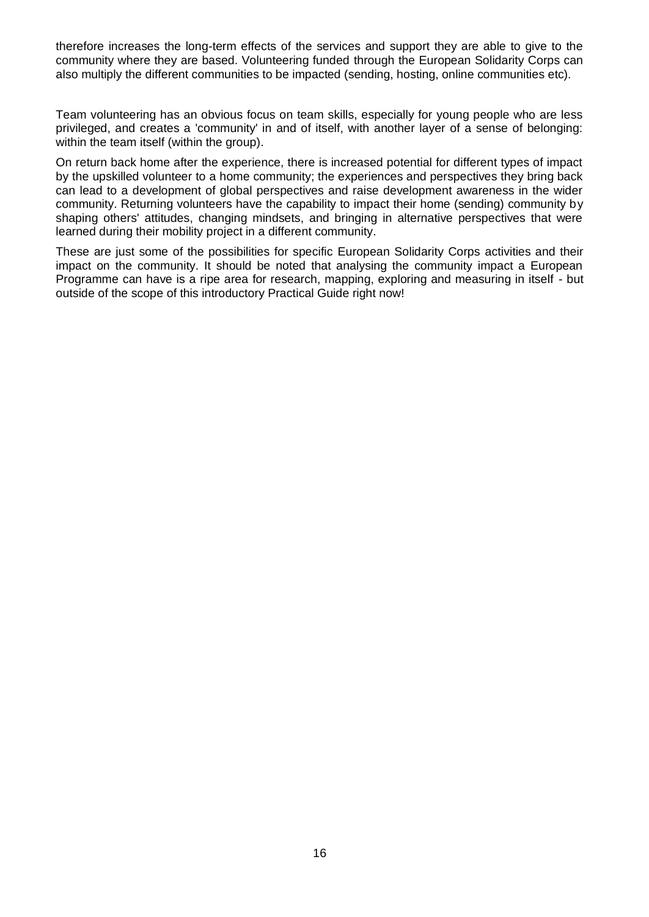therefore increases the long-term effects of the services and support they are able to give to the community where they are based. Volunteering funded through the European Solidarity Corps can also multiply the different communities to be impacted (sending, hosting, online communities etc).

Team volunteering has an obvious focus on team skills, especially for young people who are less privileged, and creates a 'community' in and of itself, with another layer of a sense of belonging: within the team itself (within the group).

On return back home after the experience, there is increased potential for different types of impact by the upskilled volunteer to a home community; the experiences and perspectives they bring back can lead to a development of global perspectives and raise development awareness in the wider community. Returning volunteers have the capability to impact their home (sending) community by shaping others' attitudes, changing mindsets, and bringing in alternative perspectives that were learned during their mobility project in a different community.

These are just some of the possibilities for specific European Solidarity Corps activities and their impact on the community. It should be noted that analysing the community impact a European Programme can have is a ripe area for research, mapping, exploring and measuring in itself - but outside of the scope of this introductory Practical Guide right now!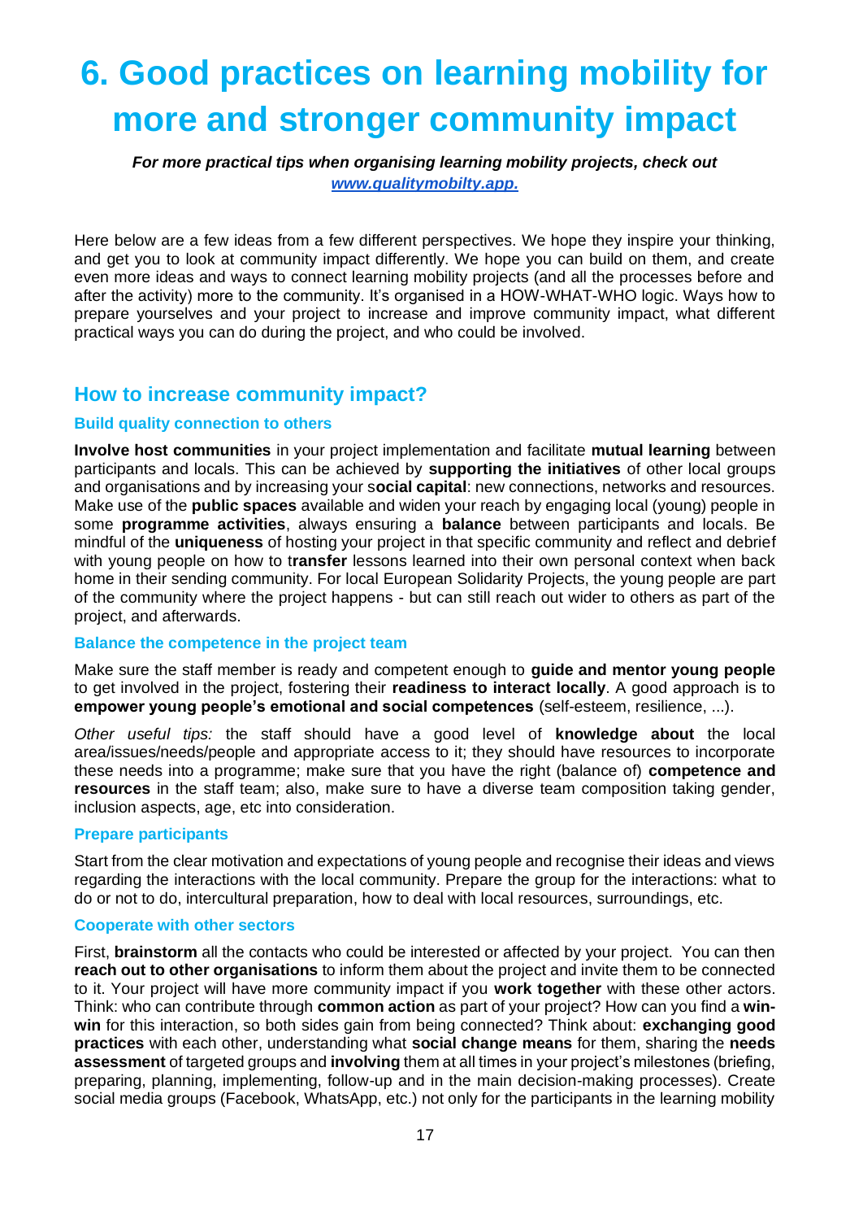# 6. Good practices on learning mobility for more and stronger community impact

***For more practical tips when organising learning mobility projects, check out [www.qualitymobilty.app.](www.qualitymobilty.app)***

Here below are a few ideas from a few different perspectives. We hope they inspire your thinking, and get you to look at community impact differently. We hope you can build on them, and create even more ideas and ways to connect learning mobility projects (and all the processes before and after the activity) more to the community. It's organised in a HOW-WHAT-WHO logic. Ways how to prepare yourselves and your project to increase and improve community impact, what different practical ways you can do during the project, and who could be involved.

## How to increase community impact?

### Build quality connection to others

**Involve host communities** in your project implementation and facilitate **mutual learning** between participants and locals. This can be achieved by **supporting the initiatives** of other local groups and organisations and by increasing your s**ocial capital**: new connections, networks and resources. Make use of the **public spaces** available and widen your reach by engaging local (young) people in some **programme activities**, always ensuring a **balance** between participants and locals. Be mindful of the **uniqueness** of hosting your project in that specific community and reflect and debrief with young people on how to t**ransfer** lessons learned into their own personal context when back home in their sending community. For local European Solidarity Projects, the young people are part of the community where the project happens - but can still reach out wider to others as part of the project, and afterwards.

### Balance the competence in the project team

Make sure the staff member is ready and competent enough to **guide and mentor young people** to get involved in the project, fostering their **readiness to interact locally**. A good approach is to **empower young people's emotional and social competences** (self-esteem, resilience, ...).

*Other useful tips:* the staff should have a good level of **knowledge about** the local area/issues/needs/people and appropriate access to it; they should have resources to incorporate these needs into a programme; make sure that you have the right (balance of) **competence and resources** in the staff team; also, make sure to have a diverse team composition taking gender, inclusion aspects, age, etc into consideration.

### Prepare participants

Start from the clear motivation and expectations of young people and recognise their ideas and views regarding the interactions with the local community. Prepare the group for the interactions: what to do or not to do, intercultural preparation, how to deal with local resources, surroundings, etc.

### Cooperate with other sectors

First, **brainstorm** all the contacts who could be interested or affected by your project. You can then **reach out to other organisations** to inform them about the project and invite them to be connected to it. Your project will have more community impact if you **work together** with these other actors. Think: who can contribute through **common action** as part of your project? How can you find a **win-win** for this interaction, so both sides gain from being connected? Think about: **exchanging good practices** with each other, understanding what **social change means** for them, sharing the **needs assessment** of targeted groups and **involving** them at all times in your project's milestones (briefing, preparing, planning, implementing, follow-up and in the main decision-making processes). Create social media groups (Facebook, WhatsApp, etc.) not only for the participants in the learning mobility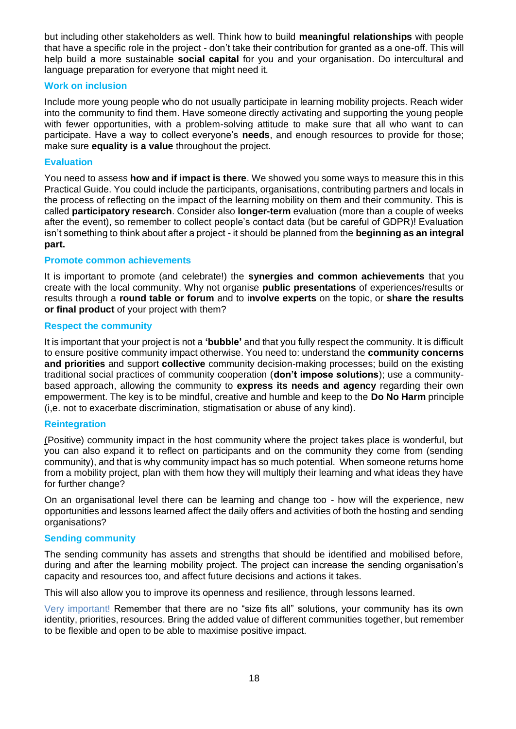but including other stakeholders as well. Think how to build **meaningful relationships** with people that have a specific role in the project - don't take their contribution for granted as a one-off. This will help build a more sustainable **social capital** for you and your organisation. Do intercultural and language preparation for everyone that might need it.

### Work on inclusion

Include more young people who do not usually participate in learning mobility projects. Reach wider into the community to find them. Have someone directly activating and supporting the young people with fewer opportunities, with a problem-solving attitude to make sure that all who want to can participate. Have a way to collect everyone's **needs**, and enough resources to provide for those; make sure **equality is a value** throughout the project.

### Evaluation

You need to assess **how and if impact is there**. We showed you some ways to measure this in this Practical Guide. You could include the participants, organisations, contributing partners and locals in the process of reflecting on the impact of the learning mobility on them and their community. This is called **participatory research**. Consider also **longer-term** evaluation (more than a couple of weeks after the event), so remember to collect people's contact data (but be careful of GDPR)! Evaluation isn't something to think about after a project - it should be planned from the **beginning as an integral part.**

### Promote common achievements

It is important to promote (and celebrate!) the **synergies and common achievements** that you create with the local community. Why not organise **public presentations** of experiences/results or results through a **round table or forum** and to i**nvolve experts** on the topic, or **share the results or final product** of your project with them?

### Respect the community

It is important that your project is not a **'bubble'** and that you fully respect the community. It is difficult to ensure positive community impact otherwise. You need to: understand the **community concerns and priorities** and support **collective** community decision-making processes; build on the existing traditional social practices of community cooperation (**don't impose solutions**); use a community-based approach, allowing the community to **express its needs and agency** regarding their own empowerment. The key is to be mindful, creative and humble and keep to the **Do No Harm** principle (i,e. not to exacerbate discrimination, stigmatisation or abuse of any kind).

### Reintegration

(Positive) community impact in the host community where the project takes place is wonderful, but you can also expand it to reflect on participants and on the community they come from (sending community), and that is why community impact has so much potential. When someone returns home from a mobility project, plan with them how they will multiply their learning and what ideas they have for further change?

On an organisational level there can be learning and change too - how will the experience, new opportunities and lessons learned affect the daily offers and activities of both the hosting and sending organisations?

### Sending community

The sending community has assets and strengths that should be identified and mobilised before, during and after the learning mobility project. The project can increase the sending organisation's capacity and resources too, and affect future decisions and actions it takes.

This will also allow you to improve its openness and resilience, through lessons learned.

Very important! Remember that there are no "size fits all" solutions, your community has its own identity, priorities, resources. Bring the added value of different communities together, but remember to be flexible and open to be able to maximise positive impact.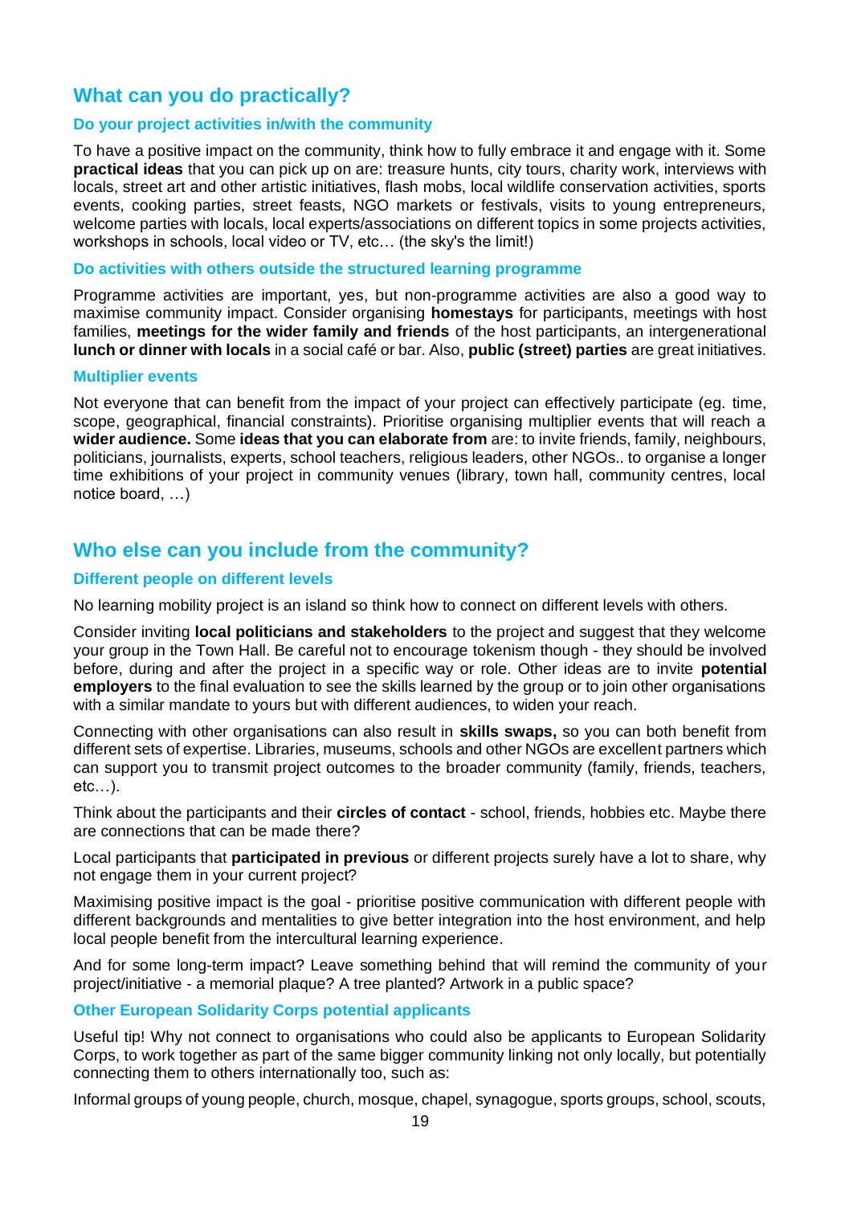## What can you do practically?

### Do your project activities in/with the community

To have a positive impact on the community, think how to fully embrace it and engage with it. Some **practical ideas** that you can pick up on are: treasure hunts, city tours, charity work, interviews with locals, street art and other artistic initiatives, flash mobs, local wildlife conservation activities, sports events, cooking parties, street feasts, NGO markets or festivals, visits to young entrepreneurs, welcome parties with locals, local experts/associations on different topics in some projects activities, workshops in schools, local video or TV, etc… (the sky's the limit!)

### Do activities with others outside the structured learning programme

Programme activities are important, yes, but non-programme activities are also a good way to maximise community impact. Consider organising **homestays** for participants, meetings with host families, **meetings for the wider family and friends** of the host participants, an intergenerational **lunch or dinner with locals** in a social café or bar. Also, **public (street) parties** are great initiatives.

### Multiplier events

Not everyone that can benefit from the impact of your project can effectively participate (eg. time, scope, geographical, financial constraints). Prioritise organising multiplier events that will reach a **wider audience.** Some **ideas that you can elaborate from** are: to invite friends, family, neighbours, politicians, journalists, experts, school teachers, religious leaders, other NGOs.. to organise a longer time exhibitions of your project in community venues (library, town hall, community centres, local notice board, …)

## Who else can you include from the community?

### Different people on different levels

No learning mobility project is an island so think how to connect on different levels with others.

Consider inviting **local politicians and stakeholders** to the project and suggest that they welcome your group in the Town Hall. Be careful not to encourage tokenism though - they should be involved before, during and after the project in a specific way or role. Other ideas are to invite **potential employers** to the final evaluation to see the skills learned by the group or to join other organisations with a similar mandate to yours but with different audiences, to widen your reach.

Connecting with other organisations can also result in **skills swaps,** so you can both benefit from different sets of expertise. Libraries, museums, schools and other NGOs are excellent partners which can support you to transmit project outcomes to the broader community (family, friends, teachers, etc…).

Think about the participants and their **circles of contact** - school, friends, hobbies etc. Maybe there are connections that can be made there?

Local participants that **participated in previous** or different projects surely have a lot to share, why not engage them in your current project?

Maximising positive impact is the goal - prioritise positive communication with different people with different backgrounds and mentalities to give better integration into the host environment, and help local people benefit from the intercultural learning experience.

And for some long-term impact? Leave something behind that will remind the community of your project/initiative - a memorial plaque? A tree planted? Artwork in a public space?

### Other European Solidarity Corps potential applicants

Useful tip! Why not connect to organisations who could also be applicants to European Solidarity Corps, to work together as part of the same bigger community linking not only locally, but potentially connecting them to others internationally too, such as:

Informal groups of young people, church, mosque, chapel, synagogue, sports groups, school, scouts,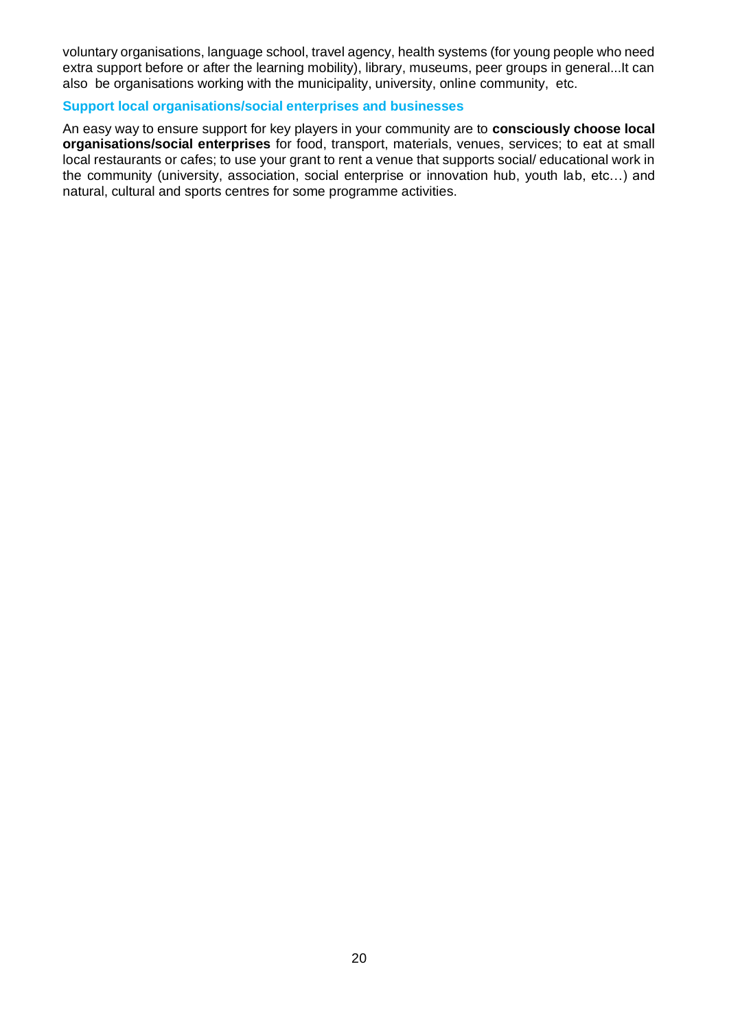voluntary organisations, language school, travel agency, health systems (for young people who need extra support before or after the learning mobility), library, museums, peer groups in general...It can also be organisations working with the municipality, university, online community, etc.

### Support local organisations/social enterprises and businesses

An easy way to ensure support for key players in your community are to **consciously choose local organisations/social enterprises** for food, transport, materials, venues, services; to eat at small local restaurants or cafes; to use your grant to rent a venue that supports social/ educational work in the community (university, association, social enterprise or innovation hub, youth lab, etc…) and natural, cultural and sports centres for some programme activities.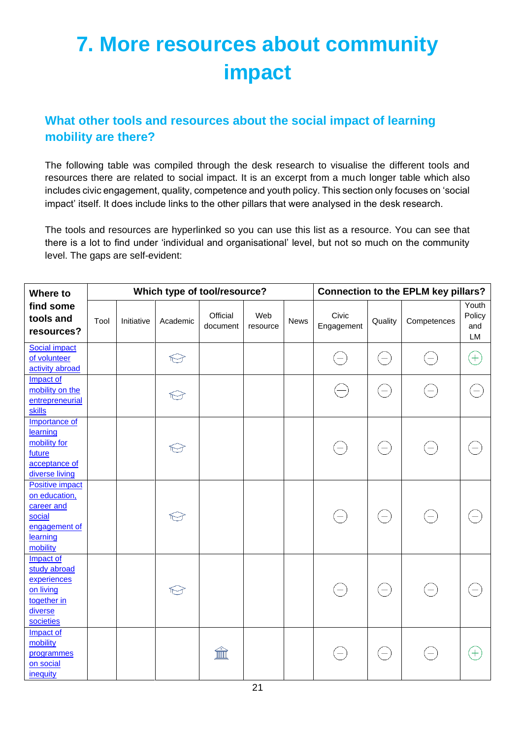# 7. More resources about community impact

## What other tools and resources about the social impact of learning mobility are there?

The following table was compiled through the desk research to visualise the different tools and resources there are related to social impact. It is an excerpt from a much longer table which also includes civic engagement, quality, competence and youth policy. This section only focuses on 'social impact' itself. It does include links to the other pillars that were analysed in the desk research.

The tools and resources are hyperlinked so you can use this list as a resource. You can see that there is a lot to find under 'individual and organisational' level, but not so much on the community level. The gaps are self-evident:

| Where to find some tools and resources? | Which type of tool/resource? | | | | | | Connection to the EPLM key pillars? | | | |
|---|---|---|---|---|---|---|---|---|---|---|
| | Tool | Initiative | Academic | Official document | Web resource | News | Civic Engagement | Quality | Competences | Youth Policy and LM |
| Social impact of volunteer activity abroad | | | 🎓 | | | | − | − | − | + |
| Impact of mobility on the entrepreneurial skills | | | 🎓 | | | | − | − | − | − |
| Importance of learning mobility for future acceptance of diverse living | | | 🎓 | | | | − | − | − | − |
| Positive impact on education, career and social engagement of learning mobility | | | 🎓 | | | | − | − | − | − |
| Impact of study abroad experiences on living together in diverse societies | | | 🎓 | | | | − | − | − | − |
| Impact of mobility programmes on social inequity | | | | 🏛 | | | − | − | − | + |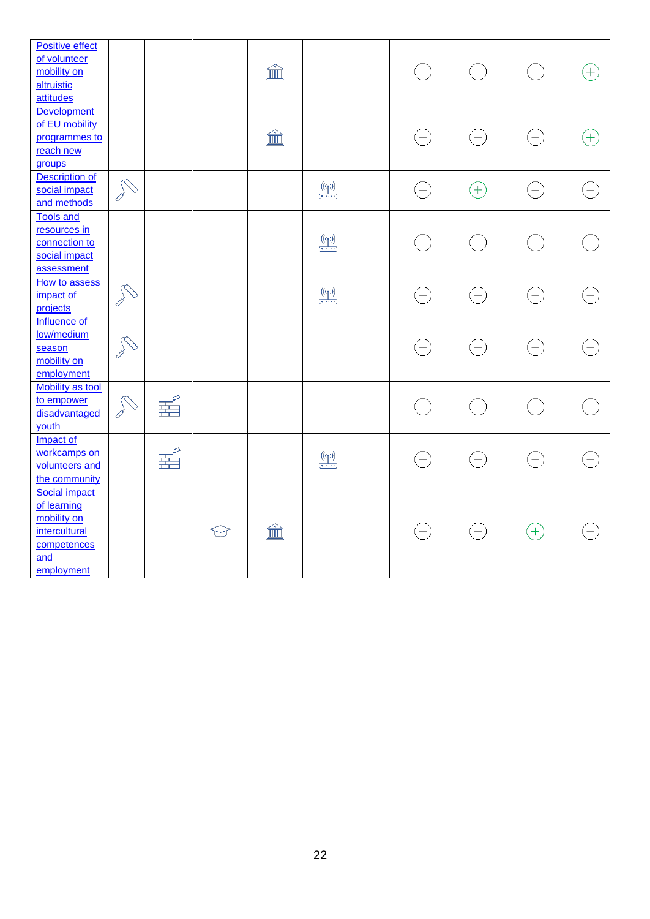| | | | | | | | | | | |
|---|---|---|---|---|---|---|---|---|---|---|
| Positive effect of volunteer mobility on altruistic attitudes | | | | [building] | | | ⊖ | ⊖ | ⊖ | ⊕ |
| Development of EU mobility programmes to reach new groups | | | | [building] | | | ⊖ | ⊖ | ⊖ | ⊕ |
| Description of social impact and methods | [roller] | | | | [antenna] | | ⊖ | ⊕ | ⊖ | ⊖ |
| Tools and resources in connection to social impact assessment | | | | | [antenna] | | ⊖ | ⊖ | ⊖ | ⊖ |
| How to assess impact of projects | [roller] | | | | [antenna] | | ⊖ | ⊖ | ⊖ | ⊖ |
| Influence of low/medium season mobility on employment | [roller] | | | | | | ⊖ | ⊖ | ⊖ | ⊖ |
| Mobility as tool to empower disadvantaged youth | [roller] | [brick wall] | | | | | ⊖ | ⊖ | ⊖ | ⊖ |
| Impact of workcamps on volunteers and the community | | [brick wall] | | | [antenna] | | ⊖ | ⊖ | ⊖ | ⊖ |
| Social impact of learning mobility on intercultural competences and employment | | | [graduation cap] | [building] | | | ⊖ | ⊖ | ⊕ | ⊖ |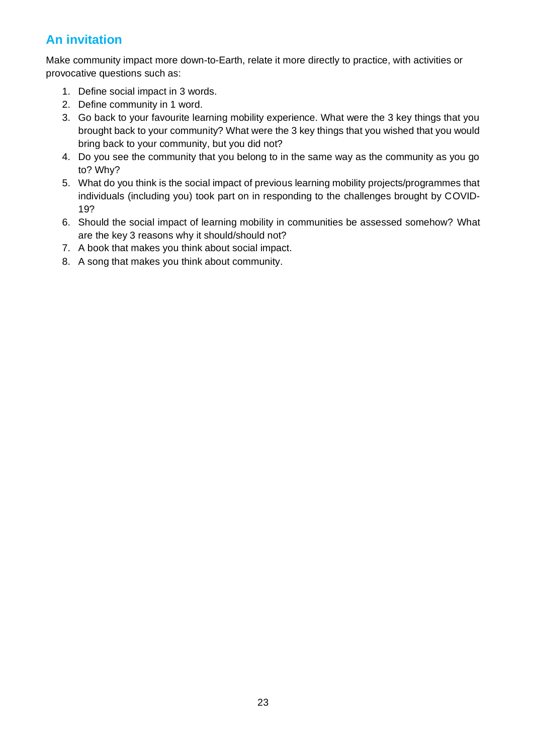## An invitation

Make community impact more down-to-Earth, relate it more directly to practice, with activities or provocative questions such as:

1. Define social impact in 3 words.
2. Define community in 1 word.
3. Go back to your favourite learning mobility experience. What were the 3 key things that you brought back to your community? What were the 3 key things that you wished that you would bring back to your community, but you did not?
4. Do you see the community that you belong to in the same way as the community as you go to? Why?
5. What do you think is the social impact of previous learning mobility projects/programmes that individuals (including you) took part on in responding to the challenges brought by COVID-19?
6. Should the social impact of learning mobility in communities be assessed somehow? What are the key 3 reasons why it should/should not?
7. A book that makes you think about social impact.
8. A song that makes you think about community.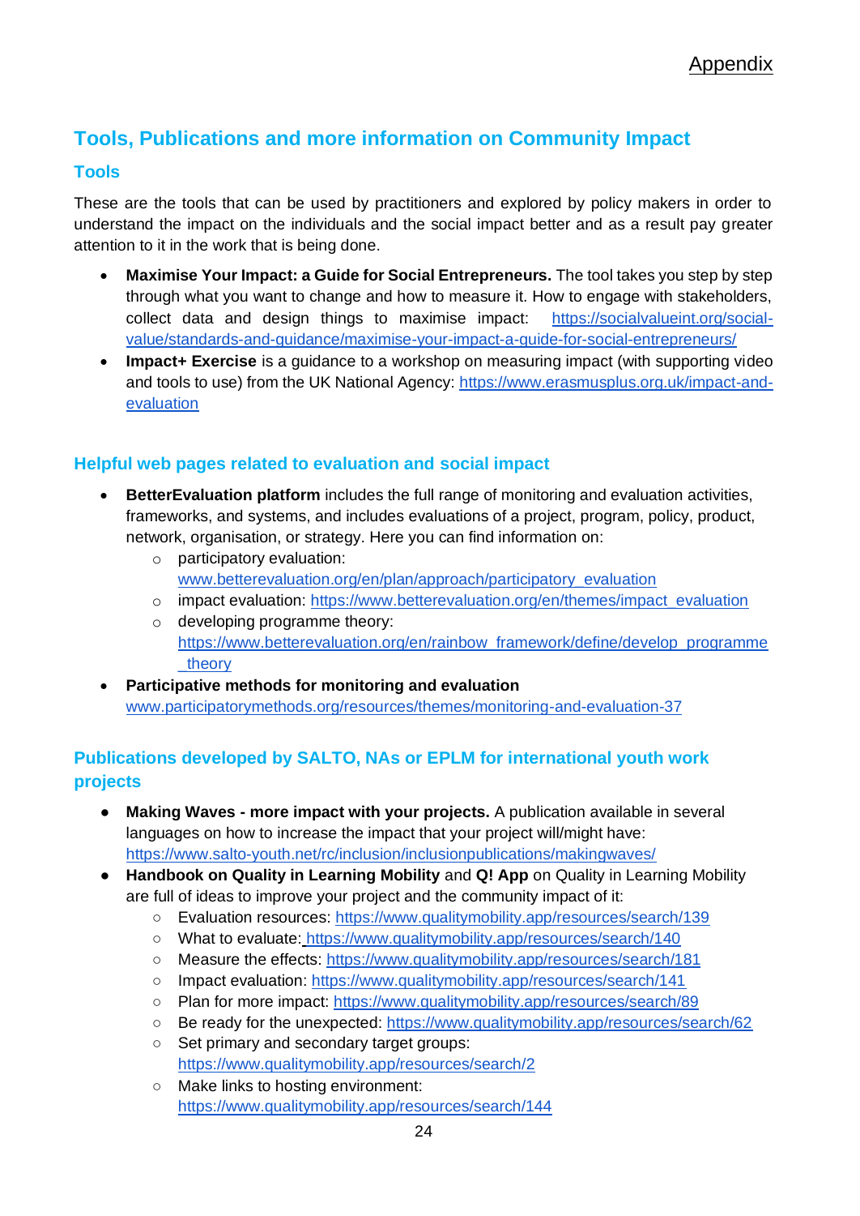# Tools, Publications and more information on Community Impact

## Tools

These are the tools that can be used by practitioners and explored by policy makers in order to understand the impact on the individuals and the social impact better and as a result pay greater attention to it in the work that is being done.

- **Maximise Your Impact: a Guide for Social Entrepreneurs.** The tool takes you step by step through what you want to change and how to measure it. How to engage with stakeholders, collect data and design things to maximise impact: https://socialvalueint.org/social-value/standards-and-guidance/maximise-your-impact-a-guide-for-social-entrepreneurs/
- **Impact+ Exercise** is a guidance to a workshop on measuring impact (with supporting video and tools to use) from the UK National Agency: https://www.erasmusplus.org.uk/impact-and-evaluation

## Helpful web pages related to evaluation and social impact

- **BetterEvaluation platform** includes the full range of monitoring and evaluation activities, frameworks, and systems, and includes evaluations of a project, program, policy, product, network, organisation, or strategy. Here you can find information on:
  - participatory evaluation: www.betterevaluation.org/en/plan/approach/participatory_evaluation
  - impact evaluation: https://www.betterevaluation.org/en/themes/impact_evaluation
  - developing programme theory: https://www.betterevaluation.org/en/rainbow_framework/define/develop_programme_theory
- **Participative methods for monitoring and evaluation** www.participatorymethods.org/resources/themes/monitoring-and-evaluation-37

## Publications developed by SALTO, NAs or EPLM for international youth work projects

- **Making Waves - more impact with your projects.** A publication available in several languages on how to increase the impact that your project will/might have: https://www.salto-youth.net/rc/inclusion/inclusionpublications/makingwaves/
- **Handbook on Quality in Learning Mobility** and **Q! App** on Quality in Learning Mobility are full of ideas to improve your project and the community impact of it:
  - Evaluation resources: https://www.qualitymobility.app/resources/search/139
  - What to evaluate: https://www.qualitymobility.app/resources/search/140
  - Measure the effects: https://www.qualitymobility.app/resources/search/181
  - Impact evaluation: https://www.qualitymobility.app/resources/search/141
  - Plan for more impact: https://www.qualitymobility.app/resources/search/89
  - Be ready for the unexpected: https://www.qualitymobility.app/resources/search/62
  - Set primary and secondary target groups: https://www.qualitymobility.app/resources/search/2
  - Make links to hosting environment: https://www.qualitymobility.app/resources/search/144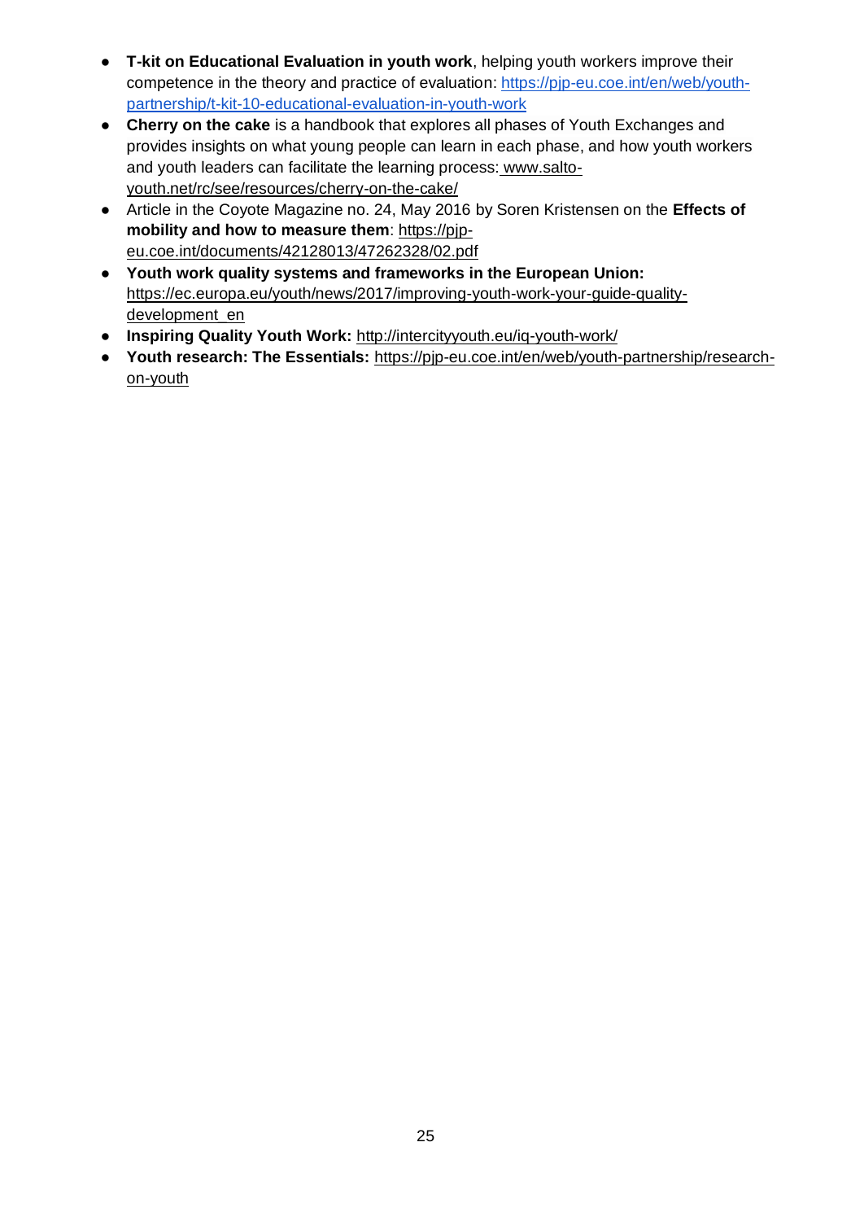- **T-kit on Educational Evaluation in youth work**, helping youth workers improve their competence in the theory and practice of evaluation: https://pjp-eu.coe.int/en/web/youth-partnership/t-kit-10-educational-evaluation-in-youth-work
- **Cherry on the cake** is a handbook that explores all phases of Youth Exchanges and provides insights on what young people can learn in each phase, and how youth workers and youth leaders can facilitate the learning process: www.salto-youth.net/rc/see/resources/cherry-on-the-cake/
- Article in the Coyote Magazine no. 24, May 2016 by Soren Kristensen on the **Effects of mobility and how to measure them**: https://pjp-eu.coe.int/documents/42128013/47262328/02.pdf
- **Youth work quality systems and frameworks in the European Union:** https://ec.europa.eu/youth/news/2017/improving-youth-work-your-guide-quality-development_en
- **Inspiring Quality Youth Work:** http://intercityyouth.eu/iq-youth-work/
- **Youth research: The Essentials:** https://pjp-eu.coe.int/en/web/youth-partnership/research-on-youth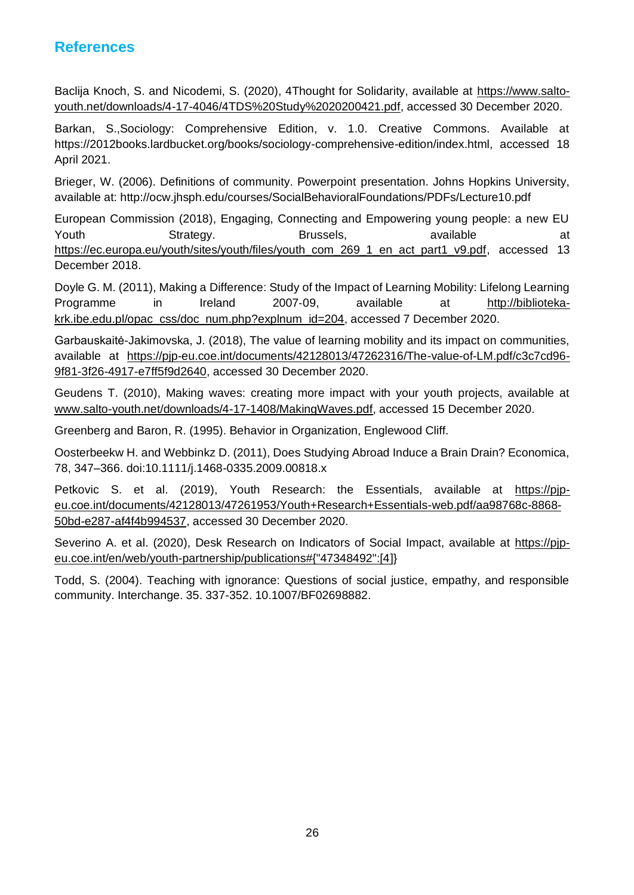# References

Baclija Knoch, S. and Nicodemi, S. (2020), 4Thought for Solidarity, available at https://www.salto-youth.net/downloads/4-17-4046/4TDS%20Study%2020200421.pdf, accessed 30 December 2020.

Barkan, S.,Sociology: Comprehensive Edition, v. 1.0. Creative Commons. Available at https://2012books.lardbucket.org/books/sociology-comprehensive-edition/index.html, accessed 18 April 2021.

Brieger, W. (2006). Definitions of community. Powerpoint presentation. Johns Hopkins University, available at: http://ocw.jhsph.edu/courses/SocialBehavioralFoundations/PDFs/Lecture10.pdf

European Commission (2018), Engaging, Connecting and Empowering young people: a new EU Youth Strategy. Brussels, available at https://ec.europa.eu/youth/sites/youth/files/youth_com_269_1_en_act_part1_v9.pdf, accessed 13 December 2018.

Doyle G. M. (2011), Making a Difference: Study of the Impact of Learning Mobility: Lifelong Learning Programme in Ireland 2007-09, available at http://biblioteka-krk.ibe.edu.pl/opac_css/doc_num.php?explnum_id=204, accessed 7 December 2020.

Garbauskaitė-Jakimovska, J. (2018), The value of learning mobility and its impact on communities, available at https://pjp-eu.coe.int/documents/42128013/47262316/The-value-of-LM.pdf/c3c7cd96-9f81-3f26-4917-e7ff5f9d2640, accessed 30 December 2020.

Geudens T. (2010), Making waves: creating more impact with your youth projects, available at www.salto-youth.net/downloads/4-17-1408/MakingWaves.pdf, accessed 15 December 2020.

Greenberg and Baron, R. (1995). Behavior in Organization, Englewood Cliff.

Oosterbeekw H. and Webbinkz D. (2011), Does Studying Abroad Induce a Brain Drain? Economica, 78, 347–366. doi:10.1111/j.1468-0335.2009.00818.x

Petkovic S. et al. (2019), Youth Research: the Essentials, available at https://pjp-eu.coe.int/documents/42128013/47261953/Youth+Research+Essentials-web.pdf/aa98768c-8868-50bd-e287-af4f4b994537, accessed 30 December 2020.

Severino A. et al. (2020), Desk Research on Indicators of Social Impact, available at https://pjp-eu.coe.int/en/web/youth-partnership/publications#{"47348492":[4]}

Todd, S. (2004). Teaching with ignorance: Questions of social justice, empathy, and responsible community. Interchange. 35. 337-352. 10.1007/BF02698882.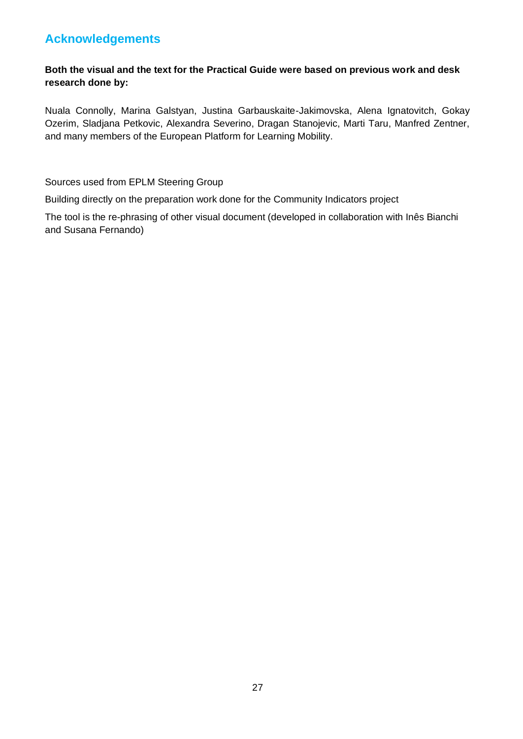## Acknowledgements

**Both the visual and the text for the Practical Guide were based on previous work and desk research done by:**

Nuala Connolly, Marina Galstyan, Justina Garbauskaite-Jakimovska, Alena Ignatovitch, Gokay Ozerim, Sladjana Petkovic, Alexandra Severino, Dragan Stanojevic, Marti Taru, Manfred Zentner, and many members of the European Platform for Learning Mobility.

Sources used from EPLM Steering Group

Building directly on the preparation work done for the Community Indicators project

The tool is the re-phrasing of other visual document (developed in collaboration with Inês Bianchi and Susana Fernando)